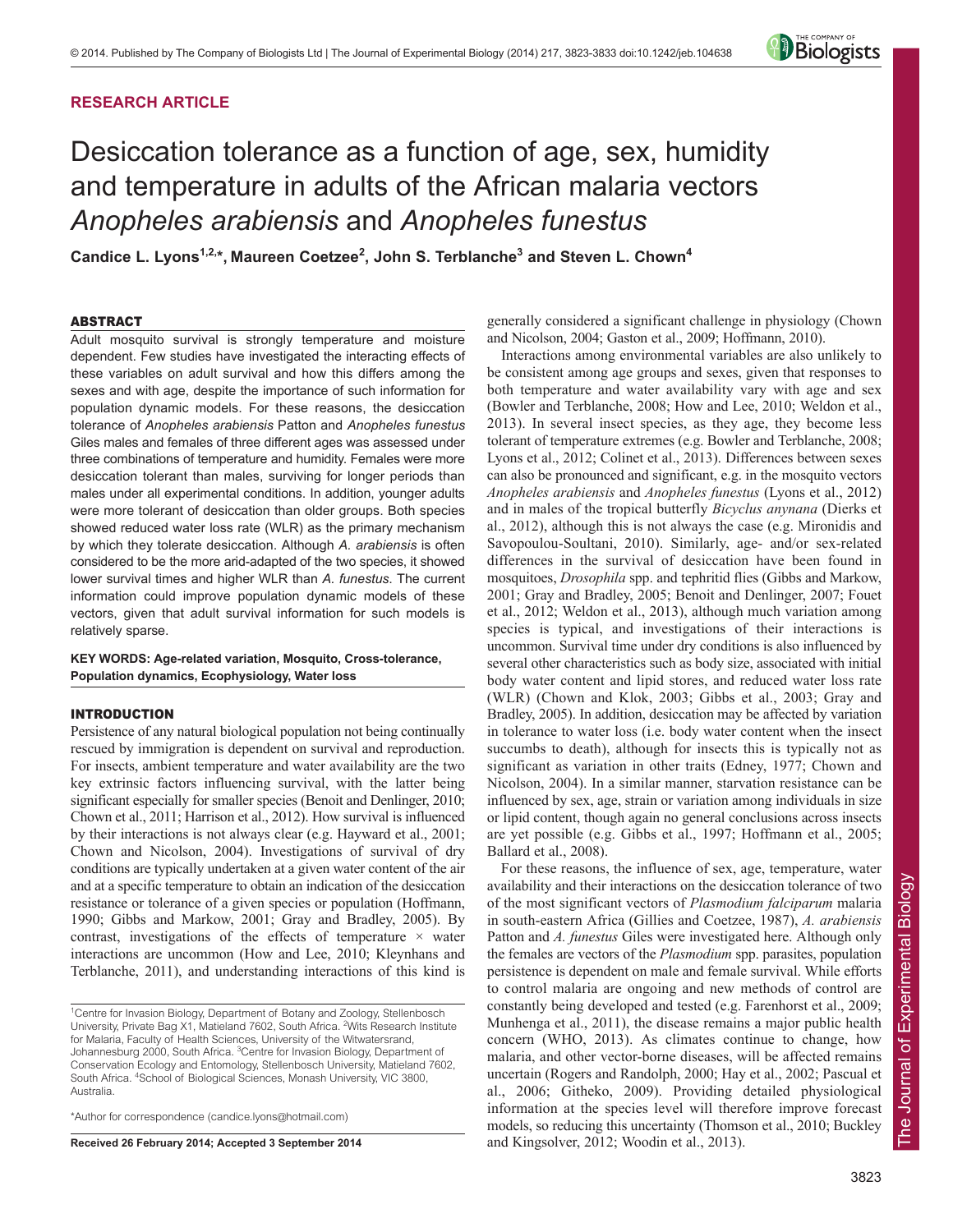RESEARCH ARTICLE

# Desiccation tolerance as a function of age, sex, humidity and temperature in adults of the African malaria vectors *Anopheles arabiensis* and *Anopheles funestus*

**Candice L. Lyons[1,2,*], Maureen Coetzee[2], John S. Terblanche[3] and Steven L. Chown[4]**

## ABSTRACT

Adult mosquito survival is strongly temperature and moisture dependent. Few studies have investigated the interacting effects of these variables on adult survival and how this differs among the sexes and with age, despite the importance of such information for population dynamic models. For these reasons, the desiccation tolerance of *Anopheles arabiensis* Patton and *Anopheles funestus* Giles males and females of three different ages was assessed under three combinations of temperature and humidity. Females were more desiccation tolerant than males, surviving for longer periods than males under all experimental conditions. In addition, younger adults were more tolerant of desiccation than older groups. Both species showed reduced water loss rate (WLR) as the primary mechanism by which they tolerate desiccation. Although *A. arabiensis* is often considered to be the more arid-adapted of the two species, it showed lower survival times and higher WLR than *A. funestus*. The current information could improve population dynamic models of these vectors, given that adult survival information for such models is relatively sparse.

**KEY WORDS: Age-related variation, Mosquito, Cross-tolerance, Population dynamics, Ecophysiology, Water loss**

## INTRODUCTION

Persistence of any natural biological population not being continually rescued by immigration is dependent on survival and reproduction. For insects, ambient temperature and water availability are the two key extrinsic factors influencing survival, with the latter being significant especially for smaller species (Benoit and Denlinger, 2010; Chown et al., 2011; Harrison et al., 2012). How survival is influenced by their interactions is not always clear (e.g. Hayward et al., 2001; Chown and Nicolson, 2004). Investigations of survival of dry conditions are typically undertaken at a given water content of the air and at a specific temperature to obtain an indication of the desiccation resistance or tolerance of a given species or population (Hoffmann, 1990; Gibbs and Markow, 2001; Gray and Bradley, 2005). By contrast, investigations of the effects of temperature × water interactions are uncommon (How and Lee, 2010; Kleynhans and Terblanche, 2011), and understanding interactions of this kind is generally considered a significant challenge in physiology (Chown and Nicolson, 2004; Gaston et al., 2009; Hoffmann, 2010).

Interactions among environmental variables are also unlikely to be consistent among age groups and sexes, given that responses to both temperature and water availability vary with age and sex (Bowler and Terblanche, 2008; How and Lee, 2010; Weldon et al., 2013). In several insect species, as they age, they become less tolerant of temperature extremes (e.g. Bowler and Terblanche, 2008; Lyons et al., 2012; Colinet et al., 2013). Differences between sexes can also be pronounced and significant, e.g. in the mosquito vectors *Anopheles arabiensis* and *Anopheles funestus* (Lyons et al., 2012) and in males of the tropical butterfly *Bicyclus anynana* (Dierks et al., 2012), although this is not always the case (e.g. Mironidis and Savopoulou-Soultani, 2010). Similarly, age- and/or sex-related differences in the survival of desiccation have been found in mosquitoes, *Drosophila* spp. and tephritid flies (Gibbs and Markow, 2001; Gray and Bradley, 2005; Benoit and Denlinger, 2007; Fouet et al., 2012; Weldon et al., 2013), although much variation among species is typical, and investigations of their interactions is uncommon. Survival time under dry conditions is also influenced by several other characteristics such as body size, associated with initial body water content and lipid stores, and reduced water loss rate (WLR) (Chown and Klok, 2003; Gibbs et al., 2003; Gray and Bradley, 2005). In addition, desiccation may be affected by variation in tolerance to water loss (i.e. body water content when the insect succumbs to death), although for insects this is typically not as significant as variation in other traits (Edney, 1977; Chown and Nicolson, 2004). In a similar manner, starvation resistance can be influenced by sex, age, strain or variation among individuals in size or lipid content, though again no general conclusions across insects are yet possible (e.g. Gibbs et al., 1997; Hoffmann et al., 2005; Ballard et al., 2008).

For these reasons, the influence of sex, age, temperature, water availability and their interactions on the desiccation tolerance of two of the most significant vectors of *Plasmodium falciparum* malaria in south-eastern Africa (Gillies and Coetzee, 1987), *A. arabiensis* Patton and *A. funestus* Giles were investigated here. Although only the females are vectors of the *Plasmodium* spp. parasites, population persistence is dependent on male and female survival. While efforts to control malaria are ongoing and new methods of control are constantly being developed and tested (e.g. Farenhorst et al., 2009; Munhenga et al., 2011), the disease remains a major public health concern (WHO, 2013). As climates continue to change, how malaria, and other vector-borne diseases, will be affected remains uncertain (Rogers and Randolph, 2000; Hay et al., 2002; Pascual et al., 2006; Githeko, 2009). Providing detailed physiological information at the species level will therefore improve forecast models, so reducing this uncertainty (Thomson et al., 2010; Buckley and Kingsolver, 2012; Woodin et al., 2013).

---

[1]Centre for Invasion Biology, Department of Botany and Zoology, Stellenbosch University, Private Bag X1, Matieland 7602, South Africa. [2]Wits Research Institute for Malaria, Faculty of Health Sciences, University of the Witwatersrand, Johannesburg 2000, South Africa. [3]Centre for Invasion Biology, Department of Conservation Ecology and Entomology, Stellenbosch University, Matieland 7602, South Africa. [4]School of Biological Sciences, Monash University, VIC 3800, Australia.

*Author for correspondence (candice.lyons@hotmail.com)

**Received 26 February 2014; Accepted 3 September 2014**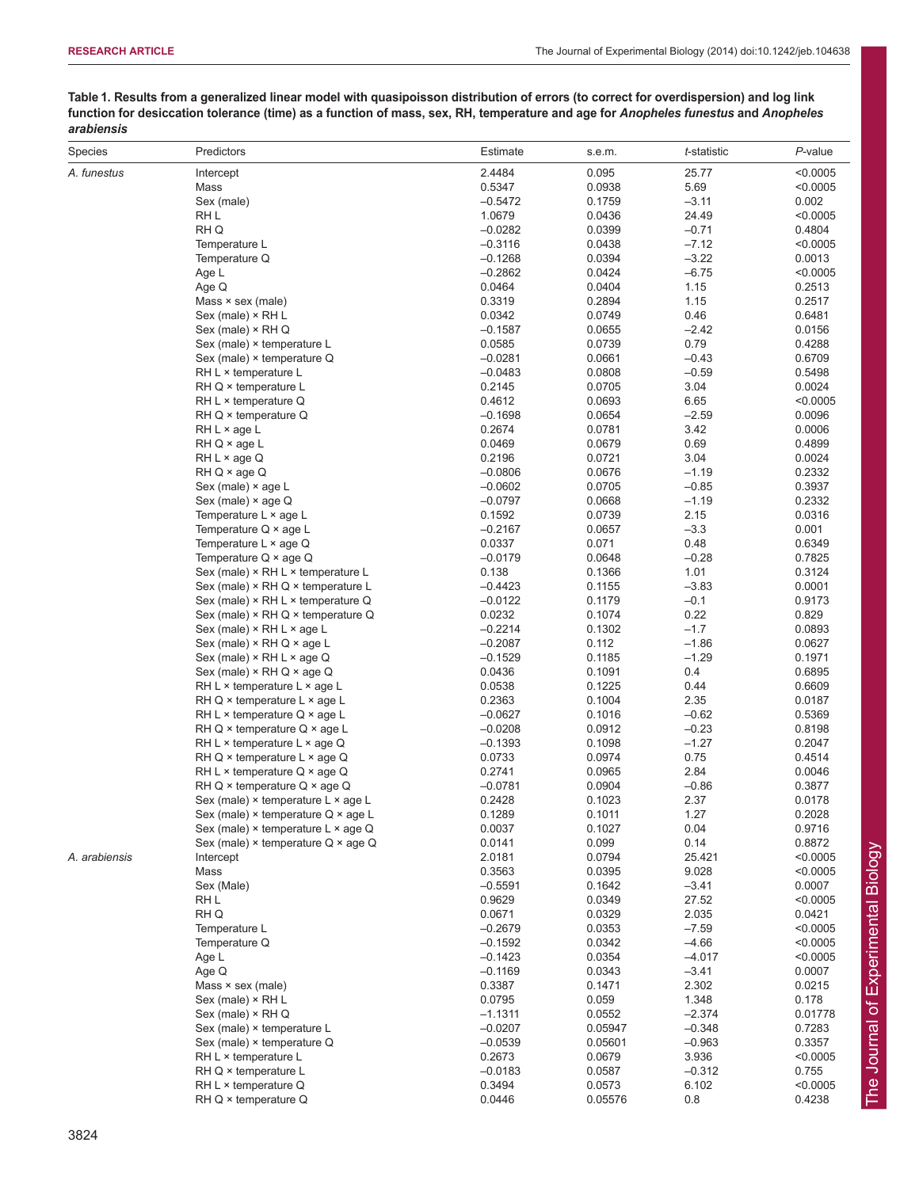**Table 1. Results from a generalized linear model with quasipoisson distribution of errors (to correct for overdispersion) and log link function for desiccation tolerance (time) as a function of mass, sex, RH, temperature and age for *Anopheles funestus* and *Anopheles arabiensis***

| Species | Predictors | Estimate | s.e.m. | *t*-statistic | *P*-value |
|---|---|---|---|---|---|
| *A. funestus* | Intercept | 2.4484 | 0.095 | 25.77 | <0.0005 |
| | Mass | 0.5347 | 0.0938 | 5.69 | <0.0005 |
| | Sex (male) | −0.5472 | 0.1759 | −3.11 | 0.002 |
| | RH L | 1.0679 | 0.0436 | 24.49 | <0.0005 |
| | RH Q | −0.0282 | 0.0399 | −0.71 | 0.4804 |
| | Temperature L | −0.3116 | 0.0438 | −7.12 | <0.0005 |
| | Temperature Q | −0.1268 | 0.0394 | −3.22 | 0.0013 |
| | Age L | −0.2862 | 0.0424 | −6.75 | <0.0005 |
| | Age Q | 0.0464 | 0.0404 | 1.15 | 0.2513 |
| | Mass × sex (male) | 0.3319 | 0.2894 | 1.15 | 0.2517 |
| | Sex (male) × RH L | 0.0342 | 0.0749 | 0.46 | 0.6481 |
| | Sex (male) × RH Q | −0.1587 | 0.0655 | −2.42 | 0.0156 |
| | Sex (male) × temperature L | 0.0585 | 0.0739 | 0.79 | 0.4288 |
| | Sex (male) × temperature Q | −0.0281 | 0.0661 | −0.43 | 0.6709 |
| | RH L × temperature L | −0.0483 | 0.0808 | −0.59 | 0.5498 |
| | RH Q × temperature L | 0.2145 | 0.0705 | 3.04 | 0.0024 |
| | RH L × temperature Q | 0.4612 | 0.0693 | 6.65 | <0.0005 |
| | RH Q × temperature Q | −0.1698 | 0.0654 | −2.59 | 0.0096 |
| | RH L × age L | 0.2674 | 0.0781 | 3.42 | 0.0006 |
| | RH Q × age L | 0.0469 | 0.0679 | 0.69 | 0.4899 |
| | RH L × age Q | 0.2196 | 0.0721 | 3.04 | 0.0024 |
| | RH Q × age Q | −0.0806 | 0.0676 | −1.19 | 0.2332 |
| | Sex (male) × age L | −0.0602 | 0.0705 | −0.85 | 0.3937 |
| | Sex (male) × age Q | −0.0797 | 0.0668 | −1.19 | 0.2332 |
| | Temperature L × age L | 0.1592 | 0.0739 | 2.15 | 0.0316 |
| | Temperature Q × age L | −0.2167 | 0.0657 | −3.3 | 0.001 |
| | Temperature L × age Q | 0.0337 | 0.071 | 0.48 | 0.6349 |
| | Temperature Q × age Q | −0.0179 | 0.0648 | −0.28 | 0.7825 |
| | Sex (male) × RH L × temperature L | 0.138 | 0.1366 | 1.01 | 0.3124 |
| | Sex (male) × RH Q × temperature L | −0.4423 | 0.1155 | −3.83 | 0.0001 |
| | Sex (male) × RH L × temperature Q | −0.0122 | 0.1179 | −0.1 | 0.9173 |
| | Sex (male) × RH Q × temperature Q | 0.0232 | 0.1074 | 0.22 | 0.829 |
| | Sex (male) × RH L × age L | −0.2214 | 0.1302 | −1.7 | 0.0893 |
| | Sex (male) × RH Q × age L | −0.2087 | 0.112 | −1.86 | 0.0627 |
| | Sex (male) × RH L × age Q | −0.1529 | 0.1185 | −1.29 | 0.1971 |
| | Sex (male) × RH Q × age Q | 0.0436 | 0.1091 | 0.4 | 0.6895 |
| | RH L × temperature L × age L | 0.0538 | 0.1225 | 0.44 | 0.6609 |
| | RH Q × temperature L × age L | 0.2363 | 0.1004 | 2.35 | 0.0187 |
| | RH L × temperature Q × age L | −0.0627 | 0.1016 | −0.62 | 0.5369 |
| | RH Q × temperature Q × age L | −0.0208 | 0.0912 | −0.23 | 0.8198 |
| | RH L × temperature L × age Q | −0.1393 | 0.1098 | −1.27 | 0.2047 |
| | RH Q × temperature L × age Q | 0.0733 | 0.0974 | 0.75 | 0.4514 |
| | RH L × temperature Q × age Q | 0.2741 | 0.0965 | 2.84 | 0.0046 |
| | RH Q × temperature Q × age Q | −0.0781 | 0.0904 | −0.86 | 0.3877 |
| | Sex (male) × temperature L × age L | 0.2428 | 0.1023 | 2.37 | 0.0178 |
| | Sex (male) × temperature Q × age L | 0.1289 | 0.1011 | 1.27 | 0.2028 |
| | Sex (male) × temperature L × age Q | 0.0037 | 0.1027 | 0.04 | 0.9716 |
| | Sex (male) × temperature Q × age Q | 0.0141 | 0.099 | 0.14 | 0.8872 |
| *A. arabiensis* | Intercept | 2.0181 | 0.0794 | 25.421 | <0.0005 |
| | Mass | 0.3563 | 0.0395 | 9.028 | <0.0005 |
| | Sex (Male) | −0.5591 | 0.1642 | −3.41 | 0.0007 |
| | RH L | 0.9629 | 0.0349 | 27.52 | <0.0005 |
| | RH Q | 0.0671 | 0.0329 | 2.035 | 0.0421 |
| | Temperature L | −0.2679 | 0.0353 | −7.59 | <0.0005 |
| | Temperature Q | −0.1592 | 0.0342 | −4.66 | <0.0005 |
| | Age L | −0.1423 | 0.0354 | −4.017 | <0.0005 |
| | Age Q | −0.1169 | 0.0343 | −3.41 | 0.0007 |
| | Mass × sex (male) | 0.3387 | 0.1471 | 2.302 | 0.0215 |
| | Sex (male) × RH L | 0.0795 | 0.059 | 1.348 | 0.178 |
| | Sex (male) × RH Q | −1.1311 | 0.0552 | −2.374 | 0.01778 |
| | Sex (male) × temperature L | −0.0207 | 0.05947 | −0.348 | 0.7283 |
| | Sex (male) × temperature Q | −0.0539 | 0.05601 | −0.963 | 0.3357 |
| | RH L × temperature L | 0.2673 | 0.0679 | 3.936 | <0.0005 |
| | RH Q × temperature L | −0.0183 | 0.0587 | −0.312 | 0.755 |
| | RH L × temperature Q | 0.3494 | 0.0573 | 6.102 | <0.0005 |
| | RH Q × temperature Q | 0.0446 | 0.05576 | 0.8 | 0.4238 |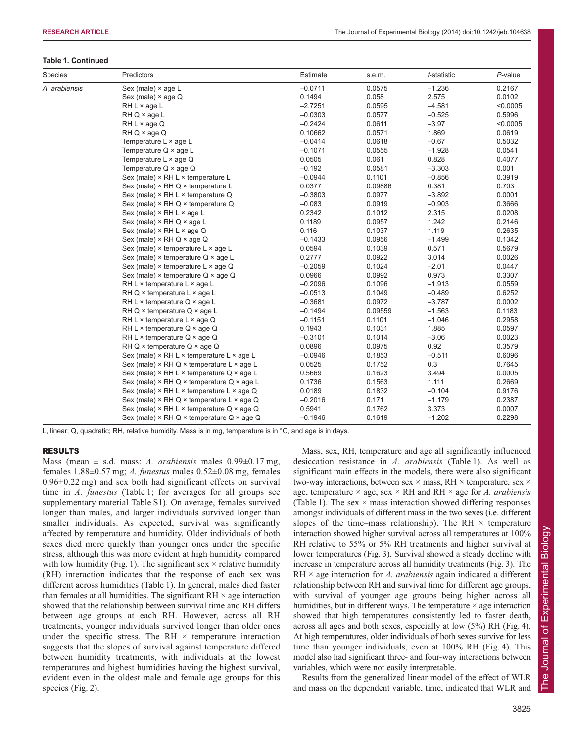**Table 1. Continued**

| Species | Predictors | Estimate | s.e.m. | *t*-statistic | *P*-value |
|---|---|---|---|---|---|
| *A. arabiensis* | Sex (male) × age L | −0.0711 | 0.0575 | −1.236 | 0.2167 |
| | Sex (male) × age Q | 0.1494 | 0.058 | 2.575 | 0.0102 |
| | RH L × age L | −2.7251 | 0.0595 | −4.581 | <0.0005 |
| | RH Q × age L | −0.0303 | 0.0577 | −0.525 | 0.5996 |
| | RH L × age Q | −0.2424 | 0.0611 | −3.97 | <0.0005 |
| | RH Q × age Q | 0.10662 | 0.0571 | 1.869 | 0.0619 |
| | Temperature L × age L | −0.0414 | 0.0618 | −0.67 | 0.5032 |
| | Temperature Q × age L | −0.1071 | 0.0555 | −1.928 | 0.0541 |
| | Temperature L × age Q | 0.0505 | 0.061 | 0.828 | 0.4077 |
| | Temperature Q × age Q | −0.192 | 0.0581 | −3.303 | 0.001 |
| | Sex (male) × RH L × temperature L | −0.0944 | 0.1101 | −0.856 | 0.3919 |
| | Sex (male) × RH Q × temperature L | 0.0377 | 0.09886 | 0.381 | 0.703 |
| | Sex (male) × RH L × temperature Q | −0.3803 | 0.0977 | −3.892 | 0.0001 |
| | Sex (male) × RH Q × temperature Q | −0.083 | 0.0919 | −0.903 | 0.3666 |
| | Sex (male) × RH L × age L | 0.2342 | 0.1012 | 2.315 | 0.0208 |
| | Sex (male) × RH Q × age L | 0.1189 | 0.0957 | 1.242 | 0.2146 |
| | Sex (male) × RH L × age Q | 0.116 | 0.1037 | 1.119 | 0.2635 |
| | Sex (male) × RH Q × age Q | −0.1433 | 0.0956 | −1.499 | 0.1342 |
| | Sex (male) × temperature L × age L | 0.0594 | 0.1039 | 0.571 | 0.5679 |
| | Sex (male) × temperature Q × age L | 0.2777 | 0.0922 | 3.014 | 0.0026 |
| | Sex (male) × temperature L × age Q | −0.2059 | 0.1024 | −2.01 | 0.0447 |
| | Sex (male) × temperature Q × age Q | 0.0966 | 0.0992 | 0.973 | 0.3307 |
| | RH L × temperature L × age L | −0.2096 | 0.1096 | −1.913 | 0.0559 |
| | RH Q × temperature L × age L | −0.0513 | 0.1049 | −0.489 | 0.6252 |
| | RH L × temperature Q × age L | −0.3681 | 0.0972 | −3.787 | 0.0002 |
| | RH Q × temperature Q × age L | −0.1494 | 0.09559 | −1.563 | 0.1183 |
| | RH L × temperature L × age Q | −0.1151 | 0.1101 | −1.046 | 0.2958 |
| | RH L × temperature Q × age Q | 0.1943 | 0.1031 | 1.885 | 0.0597 |
| | RH L × temperature Q × age Q | −0.3101 | 0.1014 | −3.06 | 0.0023 |
| | RH Q × temperature Q × age Q | 0.0896 | 0.0975 | 0.92 | 0.3579 |
| | Sex (male) × RH L × temperature L × age L | −0.0946 | 0.1853 | −0.511 | 0.6096 |
| | Sex (male) × RH Q × temperature L × age L | 0.0525 | 0.1752 | 0.3 | 0.7645 |
| | Sex (male) × RH L × temperature Q × age L | 0.5669 | 0.1623 | 3.494 | 0.0005 |
| | Sex (male) × RH Q × temperature Q × age L | 0.1736 | 0.1563 | 1.111 | 0.2669 |
| | Sex (male) × RH L × temperature L × age Q | 0.0189 | 0.1832 | −0.104 | 0.9176 |
| | Sex (male) × RH Q × temperature L × age Q | −0.2016 | 0.171 | −1.179 | 0.2387 |
| | Sex (male) × RH L × temperature Q × age Q | 0.5941 | 0.1762 | 3.373 | 0.0007 |
| | Sex (male) × RH Q × temperature Q × age Q | −0.1946 | 0.1619 | −1.202 | 0.2298 |

L, linear; Q, quadratic; RH, relative humidity. Mass is in mg, temperature is in °C, and age is in days.

## RESULTS

Mass (mean ± s.d. mass: *A. arabiensis* males 0.99±0.17 mg, females 1.88±0.57 mg; *A. funestus* males 0.52±0.08 mg, females 0.96±0.22 mg) and sex both had significant effects on survival time in *A. funestus* (Table 1; for averages for all groups see supplementary material Table S1). On average, females survived longer than males, and larger individuals survived longer than smaller individuals. As expected, survival was significantly affected by temperature and humidity. Older individuals of both sexes died more quickly than younger ones under the specific stress, although this was more evident at high humidity compared with low humidity (Fig. 1). The significant sex × relative humidity (RH) interaction indicates that the response of each sex was different across humidities (Table 1). In general, males died faster than females at all humidities. The significant RH × age interaction showed that the relationship between survival time and RH differs between age groups at each RH. However, across all RH treatments, younger individuals survived longer than older ones under the specific stress. The RH × temperature interaction suggests that the slopes of survival against temperature differed between humidity treatments, with individuals at the lowest temperatures and highest humidities having the highest survival, evident even in the oldest male and female age groups for this species (Fig. 2).

Mass, sex, RH, temperature and age all significantly influenced desiccation resistance in *A. arabiensis* (Table 1). As well as significant main effects in the models, there were also significant two-way interactions, between sex × mass, RH × temperature, sex × age, temperature × age, sex × RH and RH × age for *A. arabiensis* (Table 1). The sex × mass interaction showed differing responses amongst individuals of different mass in the two sexes (i.e. different slopes of the time–mass relationship). The RH × temperature interaction showed higher survival across all temperatures at 100% RH relative to 55% or 5% RH treatments and higher survival at lower temperatures (Fig. 3). Survival showed a steady decline with increase in temperature across all humidity treatments (Fig. 3). The RH × age interaction for *A. arabiensis* again indicated a different relationship between RH and survival time for different age groups, with survival of younger age groups being higher across all humidities, but in different ways. The temperature × age interaction showed that high temperatures consistently led to faster death, across all ages and both sexes, especially at low (5%) RH (Fig. 4). At high temperatures, older individuals of both sexes survive for less time than younger individuals, even at 100% RH (Fig. 4). This model also had significant three- and four-way interactions between variables, which were not easily interpretable.

Results from the generalized linear model of the effect of WLR and mass on the dependent variable, time, indicated that WLR and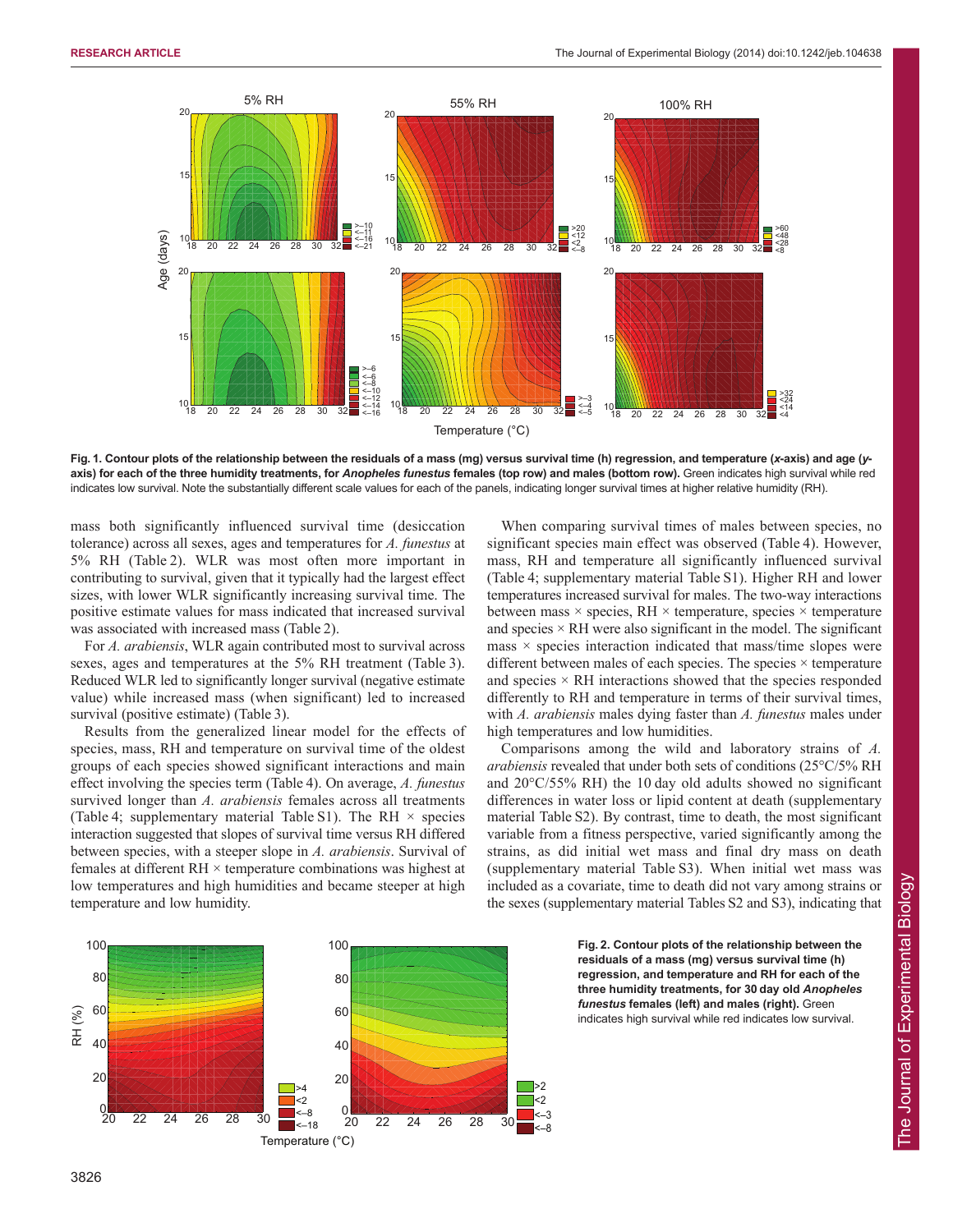**Fig. 1. Contour plots of the relationship between the residuals of a mass (mg) versus survival time (h) regression, and temperature (*x*-axis) and age (*y*-axis) for each of the three humidity treatments, for *Anopheles funestus* females (top row) and males (bottom row).** Green indicates high survival while red indicates low survival. Note the substantially different scale values for each of the panels, indicating longer survival times at higher relative humidity (RH).

mass both significantly influenced survival time (desiccation tolerance) across all sexes, ages and temperatures for *A. funestus* at 5% RH (Table 2). WLR was most often more important in contributing to survival, given that it typically had the largest effect sizes, with lower WLR significantly increasing survival time. The positive estimate values for mass indicated that increased survival was associated with increased mass (Table 2).

For *A. arabiensis*, WLR again contributed most to survival across sexes, ages and temperatures at the 5% RH treatment (Table 3). Reduced WLR led to significantly longer survival (negative estimate value) while increased mass (when significant) led to increased survival (positive estimate) (Table 3).

Results from the generalized linear model for the effects of species, mass, RH and temperature on survival time of the oldest groups of each species showed significant interactions and main effect involving the species term (Table 4). On average, *A. funestus* survived longer than *A. arabiensis* females across all treatments (Table 4; supplementary material Table S1). The RH × species interaction suggested that slopes of survival time versus RH differed between species, with a steeper slope in *A. arabiensis*. Survival of females at different RH × temperature combinations was highest at low temperatures and high humidities and became steeper at high temperature and low humidity.

When comparing survival times of males between species, no significant species main effect was observed (Table 4). However, mass, RH and temperature all significantly influenced survival (Table 4; supplementary material Table S1). Higher RH and lower temperatures increased survival for males. The two-way interactions between mass × species, RH × temperature, species × temperature and species × RH were also significant in the model. The significant mass × species interaction indicated that mass/time slopes were different between males of each species. The species × temperature and species × RH interactions showed that the species responded differently to RH and temperature in terms of their survival times, with *A. arabiensis* males dying faster than *A. funestus* males under high temperatures and low humidities.

Comparisons among the wild and laboratory strains of *A. arabiensis* revealed that under both sets of conditions (25°C/5% RH and 20°C/55% RH) the 10 day old adults showed no significant differences in water loss or lipid content at death (supplementary material Table S2). By contrast, time to death, the most significant variable from a fitness perspective, varied significantly among the strains, as did initial wet mass and final dry mass on death (supplementary material Table S3). When initial wet mass was included as a covariate, time to death did not vary among strains or the sexes (supplementary material Tables S2 and S3), indicating that

**Fig. 2. Contour plots of the relationship between the residuals of a mass (mg) versus survival time (h) regression, and temperature and RH for each of the three humidity treatments, for 30 day old *Anopheles funestus* females (left) and males (right).** Green indicates high survival while red indicates low survival.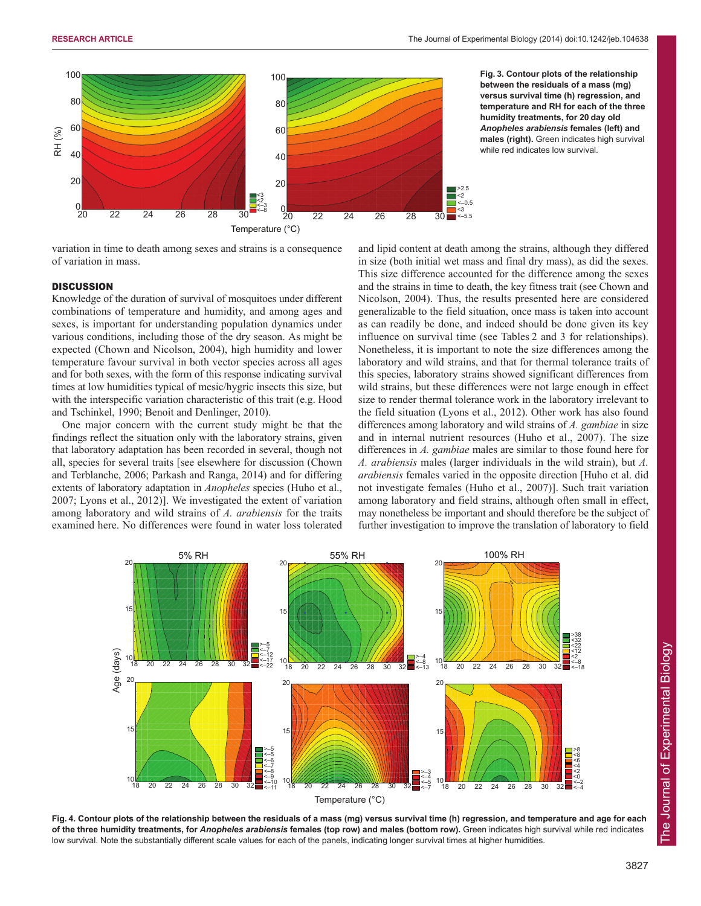**Fig. 3. Contour plots of the relationship between the residuals of a mass (mg) versus survival time (h) regression, and temperature and RH for each of the three humidity treatments, for 20 day old *Anopheles arabiensis* females (left) and males (right).** Green indicates high survival while red indicates low survival.

variation in time to death among sexes and strains is a consequence of variation in mass.

## DISCUSSION

Knowledge of the duration of survival of mosquitoes under different combinations of temperature and humidity, and among ages and sexes, is important for understanding population dynamics under various conditions, including those of the dry season. As might be expected (Chown and Nicolson, 2004), high humidity and lower temperature favour survival in both vector species across all ages and for both sexes, with the form of this response indicating survival times at low humidities typical of mesic/hygric insects this size, but with the interspecific variation characteristic of this trait (e.g. Hood and Tschinkel, 1990; Benoit and Denlinger, 2010).

One major concern with the current study might be that the findings reflect the situation only with the laboratory strains, given that laboratory adaptation has been recorded in several, though not all, species for several traits [see elsewhere for discussion (Chown and Terblanche, 2006; Parkash and Ranga, 2014) and for differing extents of laboratory adaptation in *Anopheles* species (Huho et al., 2007; Lyons et al., 2012)]. We investigated the extent of variation among laboratory and wild strains of *A. arabiensis* for the traits examined here. No differences were found in water loss tolerated and lipid content at death among the strains, although they differed in size (both initial wet mass and final dry mass), as did the sexes. This size difference accounted for the difference among the sexes and the strains in time to death, the key fitness trait (see Chown and Nicolson, 2004). Thus, the results presented here are considered generalizable to the field situation, once mass is taken into account as can readily be done, and indeed should be done given its key influence on survival time (see Tables 2 and 3 for relationships). Nonetheless, it is important to note the size differences among the laboratory and wild strains, and that for thermal tolerance traits of this species, laboratory strains showed significant differences from wild strains, but these differences were not large enough in effect size to render thermal tolerance work in the laboratory irrelevant to the field situation (Lyons et al., 2012). Other work has also found differences among laboratory and wild strains of *A. gambiae* in size and in internal nutrient resources (Huho et al., 2007). The size differences in *A. gambiae* males are similar to those found here for *A. arabiensis* males (larger individuals in the wild strain), but *A. arabiensis* females varied in the opposite direction [Huho et al. did not investigate females (Huho et al., 2007)]. Such trait variation among laboratory and field strains, although often small in effect, may nonetheless be important and should therefore be the subject of further investigation to improve the translation of laboratory to field

**Fig. 4. Contour plots of the relationship between the residuals of a mass (mg) versus survival time (h) regression, and temperature and age for each of the three humidity treatments, for *Anopheles arabiensis* females (top row) and males (bottom row).** Green indicates high survival while red indicates low survival. Note the substantially different scale values for each of the panels, indicating longer survival times at higher humidities.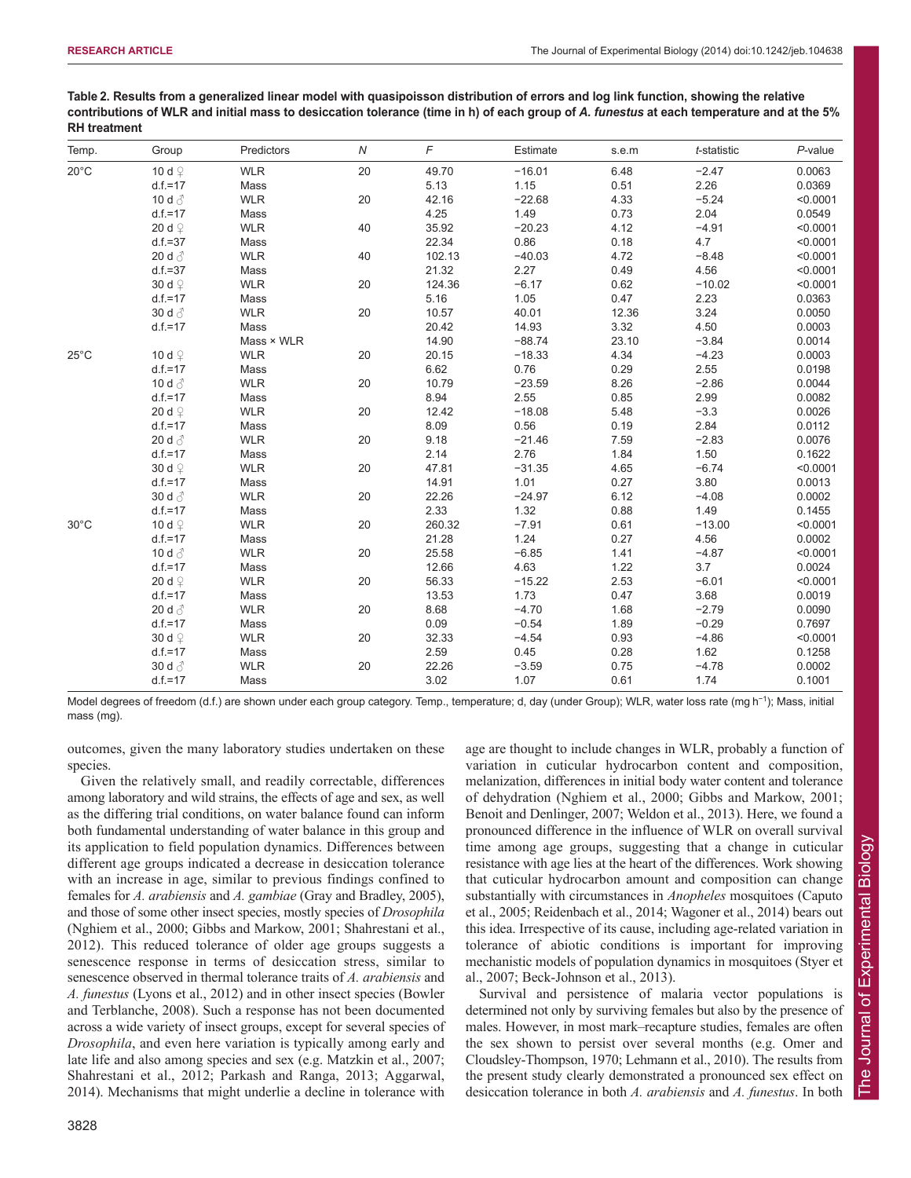**Table 2. Results from a generalized linear model with quasipoisson distribution of errors and log link function, showing the relative contributions of WLR and initial mass to desiccation tolerance (time in h) of each group of *A. funestus* at each temperature and at the 5% RH treatment**

| Temp. | Group | Predictors | *N* | *F* | Estimate | s.e.m | *t*-statistic | *P*-value |
|---|---|---|---|---|---|---|---|---|
| 20°C | 10 d ♀ | WLR | 20 | 49.70 | −16.01 | 6.48 | −2.47 | 0.0063 |
| | d.f.=17 | Mass | | 5.13 | 1.15 | 0.51 | 2.26 | 0.0369 |
| | 10 d ♂ | WLR | 20 | 42.16 | −22.68 | 4.33 | −5.24 | <0.0001 |
| | d.f.=17 | Mass | | 4.25 | 1.49 | 0.73 | 2.04 | 0.0549 |
| | 20 d ♀ | WLR | 40 | 35.92 | −20.23 | 4.12 | −4.91 | <0.0001 |
| | d.f.=37 | Mass | | 22.34 | 0.86 | 0.18 | 4.7 | <0.0001 |
| | 20 d ♂ | WLR | 40 | 102.13 | −40.03 | 4.72 | −8.48 | <0.0001 |
| | d.f.=37 | Mass | | 21.32 | 2.27 | 0.49 | 4.56 | <0.0001 |
| | 30 d ♀ | WLR | 20 | 124.36 | −6.17 | 0.62 | −10.02 | <0.0001 |
| | d.f.=17 | Mass | | 5.16 | 1.05 | 0.47 | 2.23 | 0.0363 |
| | 30 d ♂ | WLR | 20 | 10.57 | 40.01 | 12.36 | 3.24 | 0.0050 |
| | d.f.=17 | Mass | | 20.42 | 14.93 | 3.32 | 4.50 | 0.0003 |
| | | Mass × WLR | | 14.90 | −88.74 | 23.10 | −3.84 | 0.0014 |
| 25°C | 10 d ♀ | WLR | 20 | 20.15 | −18.33 | 4.34 | −4.23 | 0.0003 |
| | d.f.=17 | Mass | | 6.62 | 0.76 | 0.29 | 2.55 | 0.0198 |
| | 10 d ♂ | WLR | 20 | 10.79 | −23.59 | 8.26 | −2.86 | 0.0044 |
| | d.f.=17 | Mass | | 8.94 | 2.55 | 0.85 | 2.99 | 0.0082 |
| | 20 d ♀ | WLR | 20 | 12.42 | −18.08 | 5.48 | −3.3 | 0.0026 |
| | d.f.=17 | Mass | | 8.09 | 0.56 | 0.19 | 2.84 | 0.0112 |
| | 20 d ♂ | WLR | 20 | 9.18 | −21.46 | 7.59 | −2.83 | 0.0076 |
| | d.f.=17 | Mass | | 2.14 | 2.76 | 1.84 | 1.50 | 0.1622 |
| | 30 d ♀ | WLR | 20 | 47.81 | −31.35 | 4.65 | −6.74 | <0.0001 |
| | d.f.=17 | Mass | | 14.91 | 1.01 | 0.27 | 3.80 | 0.0013 |
| | 30 d ♂ | WLR | 20 | 22.26 | −24.97 | 6.12 | −4.08 | 0.0002 |
| | d.f.=17 | Mass | | 2.33 | 1.32 | 0.88 | 1.49 | 0.1455 |
| 30°C | 10 d ♀ | WLR | 20 | 260.32 | −7.91 | 0.61 | −13.00 | <0.0001 |
| | d.f.=17 | Mass | | 21.28 | 1.24 | 0.27 | 4.56 | 0.0002 |
| | 10 d ♂ | WLR | 20 | 25.58 | −6.85 | 1.41 | −4.87 | <0.0001 |
| | d.f.=17 | Mass | | 12.66 | 4.63 | 1.22 | 3.7 | 0.0024 |
| | 20 d ♀ | WLR | 20 | 56.33 | −15.22 | 2.53 | −6.01 | <0.0001 |
| | d.f.=17 | Mass | | 13.53 | 1.73 | 0.47 | 3.68 | 0.0019 |
| | 20 d ♂ | WLR | 20 | 8.68 | −4.70 | 1.68 | −2.79 | 0.0090 |
| | d.f.=17 | Mass | | 0.09 | −0.54 | 1.89 | −0.29 | 0.7697 |
| | 30 d ♀ | WLR | 20 | 32.33 | −4.54 | 0.93 | −4.86 | <0.0001 |
| | d.f.=17 | Mass | | 2.59 | 0.45 | 0.28 | 1.62 | 0.1258 |
| | 30 d ♂ | WLR | 20 | 22.26 | −3.59 | 0.75 | −4.78 | 0.0002 |
| | d.f.=17 | Mass | | 3.02 | 1.07 | 0.61 | 1.74 | 0.1001 |

Model degrees of freedom (d.f.) are shown under each group category. Temp., temperature; d, day (under Group); WLR, water loss rate (mg $h^{-1}$); Mass, initial mass (mg).

outcomes, given the many laboratory studies undertaken on these species.

Given the relatively small, and readily correctable, differences among laboratory and wild strains, the effects of age and sex, as well as the differing trial conditions, on water balance found can inform both fundamental understanding of water balance in this group and its application to field population dynamics. Differences between different age groups indicated a decrease in desiccation tolerance with an increase in age, similar to previous findings confined to females for *A. arabiensis* and *A. gambiae* (Gray and Bradley, 2005), and those of some other insect species, mostly species of *Drosophila* (Nghiem et al., 2000; Gibbs and Markow, 2001; Shahrestani et al., 2012). This reduced tolerance of older age groups suggests a senescence response in terms of desiccation stress, similar to senescence observed in thermal tolerance traits of *A. arabiensis* and *A. funestus* (Lyons et al., 2012) and in other insect species (Bowler and Terblanche, 2008). Such a response has not been documented across a wide variety of insect groups, except for several species of *Drosophila*, and even here variation is typically among early and late life and also among species and sex (e.g. Matzkin et al., 2007; Shahrestani et al., 2012; Parkash and Ranga, 2013; Aggarwal, 2014). Mechanisms that might underlie a decline in tolerance with age are thought to include changes in WLR, probably a function of variation in cuticular hydrocarbon content and composition, melanization, differences in initial body water content and tolerance of dehydration (Nghiem et al., 2000; Gibbs and Markow, 2001; Benoit and Denlinger, 2007; Weldon et al., 2013). Here, we found a pronounced difference in the influence of WLR on overall survival time among age groups, suggesting that a change in cuticular resistance with age lies at the heart of the differences. Work showing that cuticular hydrocarbon amount and composition can change substantially with circumstances in *Anopheles* mosquitoes (Caputo et al., 2005; Reidenbach et al., 2014; Wagoner et al., 2014) bears out this idea. Irrespective of its cause, including age-related variation in tolerance of abiotic conditions is important for improving mechanistic models of population dynamics in mosquitoes (Styer et al., 2007; Beck-Johnson et al., 2013).

Survival and persistence of malaria vector populations is determined not only by surviving females but also by the presence of males. However, in most mark–recapture studies, females are often the sex shown to persist over several months (e.g. Omer and Cloudsley-Thompson, 1970; Lehmann et al., 2010). The results from the present study clearly demonstrated a pronounced sex effect on desiccation tolerance in both *A. arabiensis* and *A. funestus*. In both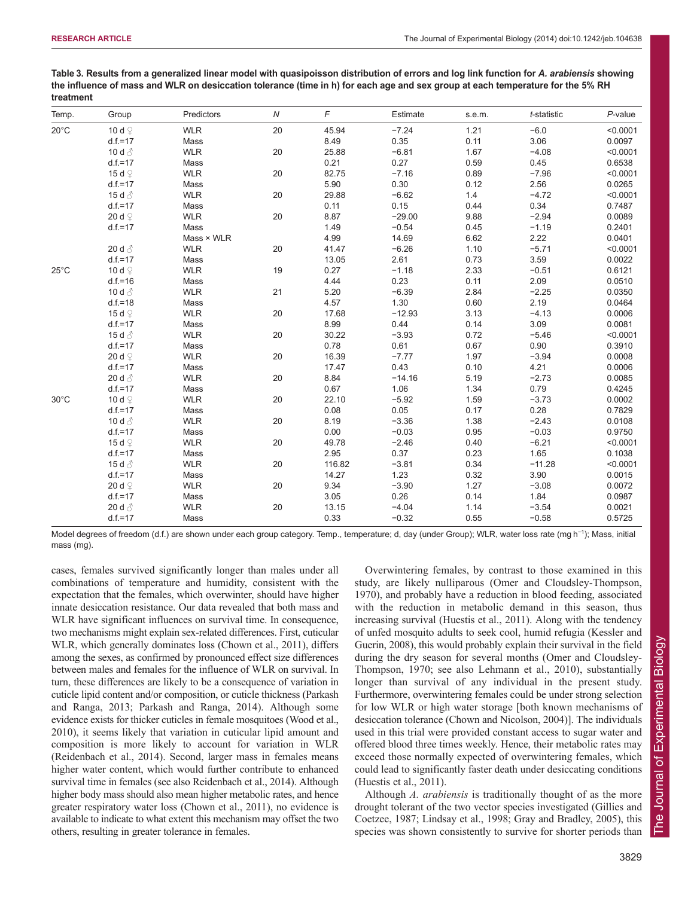**Table 3. Results from a generalized linear model with quasipoisson distribution of errors and log link function for *A. arabiensis* showing the influence of mass and WLR on desiccation tolerance (time in h) for each age and sex group at each temperature for the 5% RH treatment**

| Temp. | Group | Predictors | *N* | *F* | Estimate | s.e.m. | *t*-statistic | *P*-value |
|---|---|---|---|---|---|---|---|---|
| 20°C | 10 d ♀ | WLR | 20 | 45.94 | −7.24 | 1.21 | −6.0 | <0.0001 |
| | d.f.=17 | Mass | | 8.49 | 0.35 | 0.11 | 3.06 | 0.0097 |
| | 10 d ♂ | WLR | 20 | 25.88 | −6.81 | 1.67 | −4.08 | <0.0001 |
| | d.f.=17 | Mass | | 0.21 | 0.27 | 0.59 | 0.45 | 0.6538 |
| | 15 d ♀ | WLR | 20 | 82.75 | −7.16 | 0.89 | −7.96 | <0.0001 |
| | d.f.=17 | Mass | | 5.90 | 0.30 | 0.12 | 2.56 | 0.0265 |
| | 15 d ♂ | WLR | 20 | 29.88 | −6.62 | 1.4 | −4.72 | <0.0001 |
| | d.f.=17 | Mass | | 0.11 | 0.15 | 0.44 | 0.34 | 0.7487 |
| | 20 d ♀ | WLR | 20 | 8.87 | −29.00 | 9.88 | −2.94 | 0.0089 |
| | d.f.=17 | Mass | | 1.49 | −0.54 | 0.45 | −1.19 | 0.2401 |
| | | Mass × WLR | | 4.99 | 14.69 | 6.62 | 2.22 | 0.0401 |
| | 20 d ♂ | WLR | 20 | 41.47 | −6.26 | 1.10 | −5.71 | <0.0001 |
| | d.f.=17 | Mass | | 13.05 | 2.61 | 0.73 | 3.59 | 0.0022 |
| 25°C | 10 d ♀ | WLR | 19 | 0.27 | −1.18 | 2.33 | −0.51 | 0.6121 |
| | d.f.=16 | Mass | | 4.44 | 0.23 | 0.11 | 2.09 | 0.0510 |
| | 10 d ♂ | WLR | 21 | 5.20 | −6.39 | 2.84 | −2.25 | 0.0350 |
| | d.f.=18 | Mass | | 4.57 | 1.30 | 0.60 | 2.19 | 0.0464 |
| | 15 d ♀ | WLR | 20 | 17.68 | −12.93 | 3.13 | −4.13 | 0.0006 |
| | d.f.=17 | Mass | | 8.99 | 0.44 | 0.14 | 3.09 | 0.0081 |
| | 15 d ♂ | WLR | 20 | 30.22 | −3.93 | 0.72 | −5.46 | <0.0001 |
| | d.f.=17 | Mass | | 0.78 | 0.61 | 0.67 | 0.90 | 0.3910 |
| | 20 d ♀ | WLR | 20 | 16.39 | −7.77 | 1.97 | −3.94 | 0.0008 |
| | d.f.=17 | Mass | | 17.47 | 0.43 | 0.10 | 4.21 | 0.0006 |
| | 20 d ♂ | WLR | 20 | 8.84 | −14.16 | 5.19 | −2.73 | 0.0085 |
| | d.f.=17 | Mass | | 0.67 | 1.06 | 1.34 | 0.79 | 0.4245 |
| 30°C | 10 d ♀ | WLR | 20 | 22.10 | −5.92 | 1.59 | −3.73 | 0.0002 |
| | d.f.=17 | Mass | | 0.08 | 0.05 | 0.17 | 0.28 | 0.7829 |
| | 10 d ♂ | WLR | 20 | 8.19 | −3.36 | 1.38 | −2.43 | 0.0108 |
| | d.f.=17 | Mass | | 0.00 | −0.03 | 0.95 | −0.03 | 0.9750 |
| | 15 d ♀ | WLR | 20 | 49.78 | −2.46 | 0.40 | −6.21 | <0.0001 |
| | d.f.=17 | Mass | | 2.95 | 0.37 | 0.23 | 1.65 | 0.1038 |
| | 15 d ♂ | WLR | 20 | 116.82 | −3.81 | 0.34 | −11.28 | <0.0001 |
| | d.f.=17 | Mass | | 14.27 | 1.23 | 0.32 | 3.90 | 0.0015 |
| | 20 d ♀ | WLR | 20 | 9.34 | −3.90 | 1.27 | −3.08 | 0.0072 |
| | d.f.=17 | Mass | | 3.05 | 0.26 | 0.14 | 1.84 | 0.0987 |
| | 20 d ♂ | WLR | 20 | 13.15 | −4.04 | 1.14 | −3.54 | 0.0021 |
| | d.f.=17 | Mass | | 0.33 | −0.32 | 0.55 | −0.58 | 0.5725 |

Model degrees of freedom (d.f.) are shown under each group category. Temp., temperature; d, day (under Group); WLR, water loss rate (mg $h^{-1}$); Mass, initial mass (mg).

cases, females survived significantly longer than males under all combinations of temperature and humidity, consistent with the expectation that the females, which overwinter, should have higher innate desiccation resistance. Our data revealed that both mass and WLR have significant influences on survival time. In consequence, two mechanisms might explain sex-related differences. First, cuticular WLR, which generally dominates loss (Chown et al., 2011), differs among the sexes, as confirmed by pronounced effect size differences between males and females for the influence of WLR on survival. In turn, these differences are likely to be a consequence of variation in cuticle lipid content and/or composition, or cuticle thickness (Parkash and Ranga, 2013; Parkash and Ranga, 2014). Although some evidence exists for thicker cuticles in female mosquitoes (Wood et al., 2010), it seems likely that variation in cuticular lipid amount and composition is more likely to account for variation in WLR (Reidenbach et al., 2014). Second, larger mass in females means higher water content, which would further contribute to enhanced survival time in females (see also Reidenbach et al., 2014). Although higher body mass should also mean higher metabolic rates, and hence greater respiratory water loss (Chown et al., 2011), no evidence is available to indicate to what extent this mechanism may offset the two others, resulting in greater tolerance in females.

Overwintering females, by contrast to those examined in this study, are likely nulliparous (Omer and Cloudsley-Thompson, 1970), and probably have a reduction in blood feeding, associated with the reduction in metabolic demand in this season, thus increasing survival (Huestis et al., 2011). Along with the tendency of unfed mosquito adults to seek cool, humid refugia (Kessler and Guerin, 2008), this would probably explain their survival in the field during the dry season for several months (Omer and Cloudsley-Thompson, 1970; see also Lehmann et al., 2010), substantially longer than survival of any individual in the present study. Furthermore, overwintering females could be under strong selection for low WLR or high water storage [both known mechanisms of desiccation tolerance (Chown and Nicolson, 2004)]. The individuals used in this trial were provided constant access to sugar water and offered blood three times weekly. Hence, their metabolic rates may exceed those normally expected of overwintering females, which could lead to significantly faster death under desiccating conditions (Huestis et al., 2011).

Although *A. arabiensis* is traditionally thought of as the more drought tolerant of the two vector species investigated (Gillies and Coetzee, 1987; Lindsay et al., 1998; Gray and Bradley, 2005), this species was shown consistently to survive for shorter periods than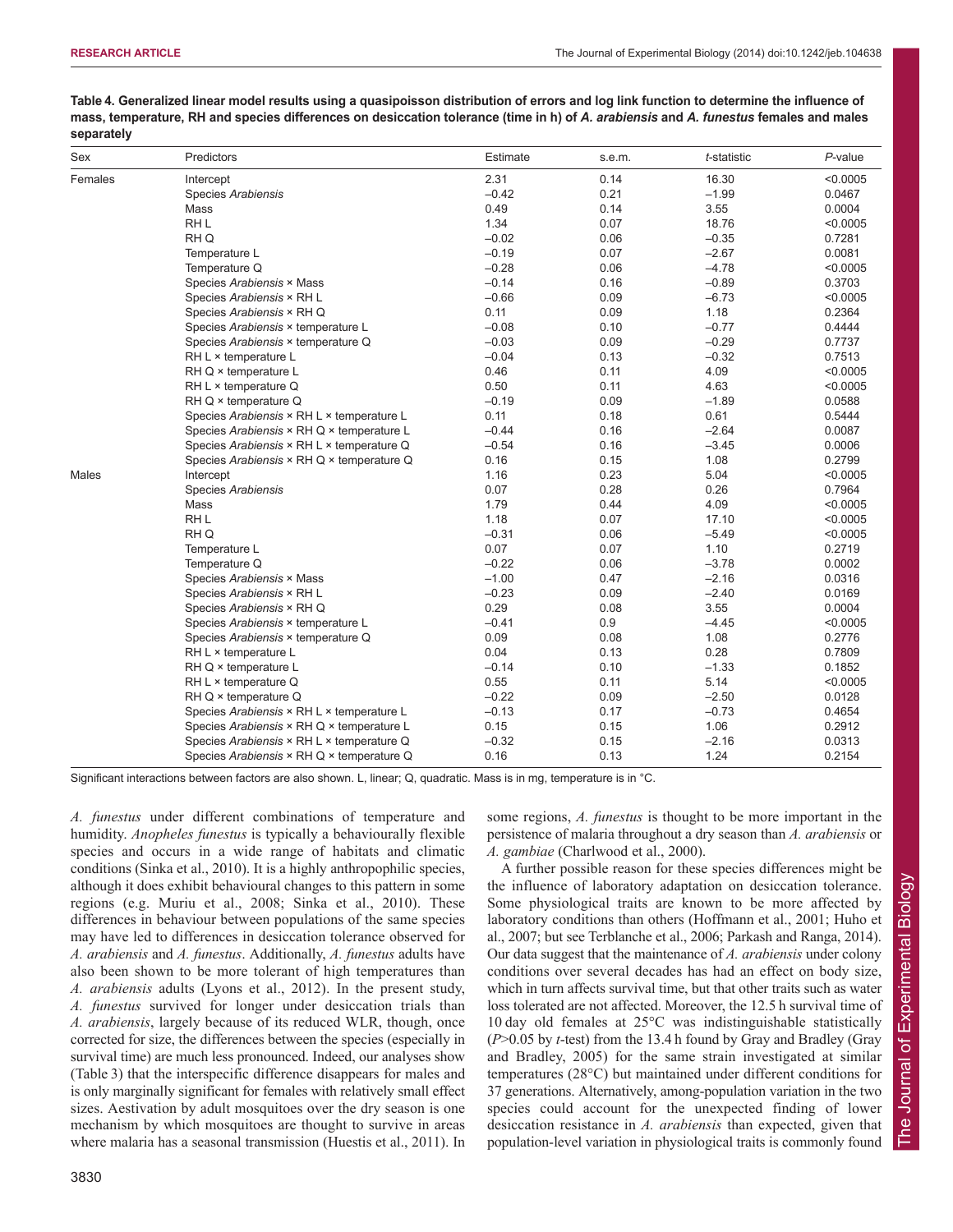**Table 4. Generalized linear model results using a quasipoisson distribution of errors and log link function to determine the influence of mass, temperature, RH and species differences on desiccation tolerance (time in h) of *A. arabiensis* and *A. funestus* females and males separately**

| Sex | Predictors | Estimate | s.e.m. | *t*-statistic | *P*-value |
|---|---|---|---|---|---|
| Females | Intercept | 2.31 | 0.14 | 16.30 | <0.0005 |
| | Species *Arabiensis* | −0.42 | 0.21 | −1.99 | 0.0467 |
| | Mass | 0.49 | 0.14 | 3.55 | 0.0004 |
| | RH L | 1.34 | 0.07 | 18.76 | <0.0005 |
| | RH Q | −0.02 | 0.06 | −0.35 | 0.7281 |
| | Temperature L | −0.19 | 0.07 | −2.67 | 0.0081 |
| | Temperature Q | −0.28 | 0.06 | −4.78 | <0.0005 |
| | Species *Arabiensis* × Mass | −0.14 | 0.16 | −0.89 | 0.3703 |
| | Species *Arabiensis* × RH L | −0.66 | 0.09 | −6.73 | <0.0005 |
| | Species *Arabiensis* × RH Q | 0.11 | 0.09 | 1.18 | 0.2364 |
| | Species *Arabiensis* × temperature L | −0.08 | 0.10 | −0.77 | 0.4444 |
| | Species *Arabiensis* × temperature Q | −0.03 | 0.09 | −0.29 | 0.7737 |
| | RH L × temperature L | −0.04 | 0.13 | −0.32 | 0.7513 |
| | RH Q × temperature L | 0.46 | 0.11 | 4.09 | <0.0005 |
| | RH L × temperature Q | 0.50 | 0.11 | 4.63 | <0.0005 |
| | RH Q × temperature Q | −0.19 | 0.09 | −1.89 | 0.0588 |
| | Species *Arabiensis* × RH L × temperature L | 0.11 | 0.18 | 0.61 | 0.5444 |
| | Species *Arabiensis* × RH Q × temperature L | −0.44 | 0.16 | −2.64 | 0.0087 |
| | Species *Arabiensis* × RH L × temperature Q | −0.54 | 0.16 | −3.45 | 0.0006 |
| | Species *Arabiensis* × RH Q × temperature Q | 0.16 | 0.15 | 1.08 | 0.2799 |
| Males | Intercept | 1.16 | 0.23 | 5.04 | <0.0005 |
| | Species *Arabiensis* | 0.07 | 0.28 | 0.26 | 0.7964 |
| | Mass | 1.79 | 0.44 | 4.09 | <0.0005 |
| | RH L | 1.18 | 0.07 | 17.10 | <0.0005 |
| | RH Q | −0.31 | 0.06 | −5.49 | <0.0005 |
| | Temperature L | 0.07 | 0.07 | 1.10 | 0.2719 |
| | Temperature Q | −0.22 | 0.06 | −3.78 | 0.0002 |
| | Species *Arabiensis* × Mass | −1.00 | 0.47 | −2.16 | 0.0316 |
| | Species *Arabiensis* × RH L | −0.23 | 0.09 | −2.40 | 0.0169 |
| | Species *Arabiensis* × RH Q | 0.29 | 0.08 | 3.55 | 0.0004 |
| | Species *Arabiensis* × temperature L | −0.41 | 0.9 | −4.45 | <0.0005 |
| | Species *Arabiensis* × temperature Q | 0.09 | 0.08 | 1.08 | 0.2776 |
| | RH L × temperature L | 0.04 | 0.13 | 0.28 | 0.7809 |
| | RH Q × temperature L | −0.14 | 0.10 | −1.33 | 0.1852 |
| | RH L × temperature Q | 0.55 | 0.11 | 5.14 | <0.0005 |
| | RH Q × temperature Q | −0.22 | 0.09 | −2.50 | 0.0128 |
| | Species *Arabiensis* × RH L × temperature L | −0.13 | 0.17 | −0.73 | 0.4654 |
| | Species *Arabiensis* × RH Q × temperature L | 0.15 | 0.15 | 1.06 | 0.2912 |
| | Species *Arabiensis* × RH L × temperature Q | −0.32 | 0.15 | −2.16 | 0.0313 |
| | Species *Arabiensis* × RH Q × temperature Q | 0.16 | 0.13 | 1.24 | 0.2154 |

Significant interactions between factors are also shown. L, linear; Q, quadratic. Mass is in mg, temperature is in °C.

*A. funestus* under different combinations of temperature and humidity. *Anopheles funestus* is typically a behaviourally flexible species and occurs in a wide range of habitats and climatic conditions (Sinka et al., 2010). It is a highly anthropophilic species, although it does exhibit behavioural changes to this pattern in some regions (e.g. Muriu et al., 2008; Sinka et al., 2010). These differences in behaviour between populations of the same species may have led to differences in desiccation tolerance observed for *A. arabiensis* and *A. funestus*. Additionally, *A. funestus* adults have also been shown to be more tolerant of high temperatures than *A. arabiensis* adults (Lyons et al., 2012). In the present study, *A. funestus* survived for longer under desiccation trials than *A. arabiensis*, largely because of its reduced WLR, though, once corrected for size, the differences between the species (especially in survival time) are much less pronounced. Indeed, our analyses show (Table 3) that the interspecific difference disappears for males and is only marginally significant for females with relatively small effect sizes. Aestivation by adult mosquitoes over the dry season is one mechanism by which mosquitoes are thought to survive in areas where malaria has a seasonal transmission (Huestis et al., 2011). In some regions, *A. funestus* is thought to be more important in the persistence of malaria throughout a dry season than *A. arabiensis* or *A. gambiae* (Charlwood et al., 2000).

A further possible reason for these species differences might be the influence of laboratory adaptation on desiccation tolerance. Some physiological traits are known to be more affected by laboratory conditions than others (Hoffmann et al., 2001; Huho et al., 2007; but see Terblanche et al., 2006; Parkash and Ranga, 2014). Our data suggest that the maintenance of *A. arabiensis* under colony conditions over several decades has had an effect on body size, which in turn affects survival time, but that other traits such as water loss tolerated are not affected. Moreover, the 12.5 h survival time of 10 day old females at 25°C was indistinguishable statistically ($P>0.05$ by *t*-test) from the 13.4 h found by Gray and Bradley (Gray and Bradley, 2005) for the same strain investigated at similar temperatures (28°C) but maintained under different conditions for 37 generations. Alternatively, among-population variation in the two species could account for the unexpected finding of lower desiccation resistance in *A. arabiensis* than expected, given that population-level variation in physiological traits is commonly found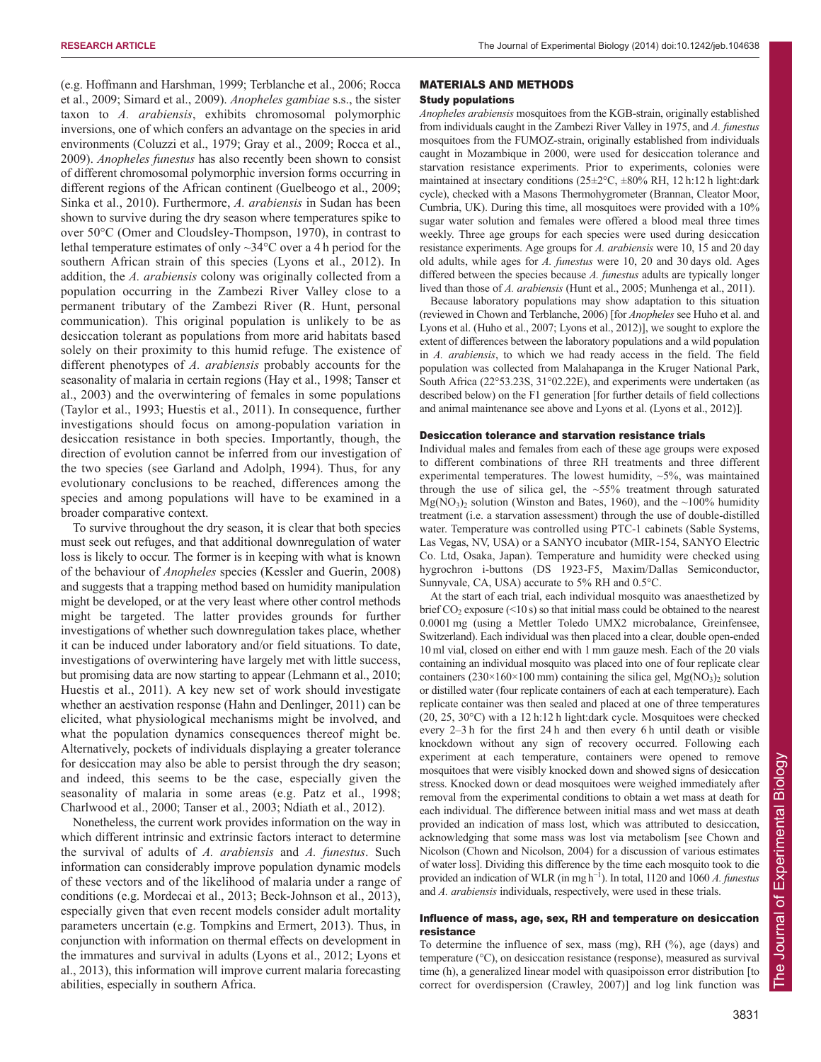(e.g. Hoffmann and Harshman, 1999; Terblanche et al., 2006; Rocca et al., 2009; Simard et al., 2009). *Anopheles gambiae* s.s., the sister taxon to *A. arabiensis*, exhibits chromosomal polymorphic inversions, one of which confers an advantage on the species in arid environments (Coluzzi et al., 1979; Gray et al., 2009; Rocca et al., 2009). *Anopheles funestus* has also recently been shown to consist of different chromosomal polymorphic inversion forms occurring in different regions of the African continent (Guelbeogo et al., 2009; Sinka et al., 2010). Furthermore, *A. arabiensis* in Sudan has been shown to survive during the dry season where temperatures spike to over 50°C (Omer and Cloudsley-Thompson, 1970), in contrast to lethal temperature estimates of only ~34°C over a 4 h period for the southern African strain of this species (Lyons et al., 2012). In addition, the *A. arabiensis* colony was originally collected from a population occurring in the Zambezi River Valley close to a permanent tributary of the Zambezi River (R. Hunt, personal communication). This original population is unlikely to be as desiccation tolerant as populations from more arid habitats based solely on their proximity to this humid refuge. The existence of different phenotypes of *A. arabiensis* probably accounts for the seasonality of malaria in certain regions (Hay et al., 1998; Tanser et al., 2003) and the overwintering of females in some populations (Taylor et al., 1993; Huestis et al., 2011). In consequence, further investigations should focus on among-population variation in desiccation resistance in both species. Importantly, though, the direction of evolution cannot be inferred from our investigation of the two species (see Garland and Adolph, 1994). Thus, for any evolutionary conclusions to be reached, differences among the species and among populations will have to be examined in a broader comparative context.

To survive throughout the dry season, it is clear that both species must seek out refuges, and that additional downregulation of water loss is likely to occur. The former is in keeping with what is known of the behaviour of *Anopheles* species (Kessler and Guerin, 2008) and suggests that a trapping method based on humidity manipulation might be developed, or at the very least where other control methods might be targeted. The latter provides grounds for further investigations of whether such downregulation takes place, whether it can be induced under laboratory and/or field situations. To date, investigations of overwintering have largely met with little success, but promising data are now starting to appear (Lehmann et al., 2010; Huestis et al., 2011). A key new set of work should investigate whether an aestivation response (Hahn and Denlinger, 2011) can be elicited, what physiological mechanisms might be involved, and what the population dynamics consequences thereof might be. Alternatively, pockets of individuals displaying a greater tolerance for desiccation may also be able to persist through the dry season; and indeed, this seems to be the case, especially given the seasonality of malaria in some areas (e.g. Patz et al., 1998; Charlwood et al., 2000; Tanser et al., 2003; Ndiath et al., 2012).

Nonetheless, the current work provides information on the way in which different intrinsic and extrinsic factors interact to determine the survival of adults of *A. arabiensis* and *A. funestus*. Such information can considerably improve population dynamic models of these vectors and of the likelihood of malaria under a range of conditions (e.g. Mordecai et al., 2013; Beck-Johnson et al., 2013), especially given that even recent models consider adult mortality parameters uncertain (e.g. Tompkins and Ermert, 2013). Thus, in conjunction with information on thermal effects on development in the immatures and survival in adults (Lyons et al., 2012; Lyons et al., 2013), this information will improve current malaria forecasting abilities, especially in southern Africa.

## MATERIALS AND METHODS

### Study populations

*Anopheles arabiensis* mosquitoes from the KGB-strain, originally established from individuals caught in the Zambezi River Valley in 1975, and *A. funestus* mosquitoes from the FUMOZ-strain, originally established from individuals caught in Mozambique in 2000, were used for desiccation tolerance and starvation resistance experiments. Prior to experiments, colonies were maintained at insectary conditions (25±2°C, ±80% RH, 12 h:12 h light:dark cycle), checked with a Masons Thermohygrometer (Brannan, Cleator Moor, Cumbria, UK). During this time, all mosquitoes were provided with a 10% sugar water solution and females were offered a blood meal three times weekly. Three age groups for each species were used during desiccation resistance experiments. Age groups for *A. arabiensis* were 10, 15 and 20 day old adults, while ages for *A. funestus* were 10, 20 and 30 days old. Ages differed between the species because *A. funestus* adults are typically longer lived than those of *A. arabiensis* (Hunt et al., 2005; Munhenga et al., 2011).

Because laboratory populations may show adaptation to this situation (reviewed in Chown and Terblanche, 2006) [for *Anopheles* see Huho et al. and Lyons et al. (Huho et al., 2007; Lyons et al., 2012)], we sought to explore the extent of differences between the laboratory populations and a wild population in *A. arabiensis*, to which we had ready access in the field. The field population was collected from Malahapanga in the Kruger National Park, South Africa (22°53.23S, 31°02.22E), and experiments were undertaken (as described below) on the F1 generation [for further details of field collections and animal maintenance see above and Lyons et al. (Lyons et al., 2012)].

### Desiccation tolerance and starvation resistance trials

Individual males and females from each of these age groups were exposed to different combinations of three RH treatments and three different experimental temperatures. The lowest humidity, ~5%, was maintained through the use of silica gel, the ~55% treatment through saturated $Mg(NO_3)_2$ solution (Winston and Bates, 1960), and the ~100% humidity treatment (i.e. a starvation assessment) through the use of double-distilled water. Temperature was controlled using PTC-1 cabinets (Sable Systems, Las Vegas, NV, USA) or a SANYO incubator (MIR-154, SANYO Electric Co. Ltd, Osaka, Japan). Temperature and humidity were checked using hygrochron i-buttons (DS 1923-F5, Maxim/Dallas Semiconductor, Sunnyvale, CA, USA) accurate to 5% RH and 0.5°C.

At the start of each trial, each individual mosquito was anaesthetized by brief $CO_2$ exposure (<10 s) so that initial mass could be obtained to the nearest 0.0001 mg (using a Mettler Toledo UMX2 microbalance, Greinfensee, Switzerland). Each individual was then placed into a clear, double open-ended 10 ml vial, closed on either end with 1 mm gauze mesh. Each of the 20 vials containing an individual mosquito was placed into one of four replicate clear containers (230×160×100 mm) containing the silica gel, $Mg(NO_3)_2$ solution or distilled water (four replicate containers of each at each temperature). Each replicate container was then sealed and placed at one of three temperatures (20, 25, 30°C) with a 12 h:12 h light:dark cycle. Mosquitoes were checked every 2–3 h for the first 24 h and then every 6 h until death or visible knockdown without any sign of recovery occurred. Following each experiment at each temperature, containers were opened to remove mosquitoes that were visibly knocked down and showed signs of desiccation stress. Knocked down or dead mosquitoes were weighed immediately after removal from the experimental conditions to obtain a wet mass at death for each individual. The difference between initial mass and wet mass at death provided an indication of mass lost, which was attributed to desiccation, acknowledging that some mass was lost via metabolism [see Chown and Nicolson (Chown and Nicolson, 2004) for a discussion of various estimates of water loss]. Dividing this difference by the time each mosquito took to die provided an indication of WLR (in mg $h^{-1}$). In total, 1120 and 1060 *A. funestus* and *A. arabiensis* individuals, respectively, were used in these trials.

### Influence of mass, age, sex, RH and temperature on desiccation resistance

To determine the influence of sex, mass (mg), RH (%), age (days) and temperature (°C), on desiccation resistance (response), measured as survival time (h), a generalized linear model with quasipoisson error distribution [to correct for overdispersion (Crawley, 2007)] and log link function was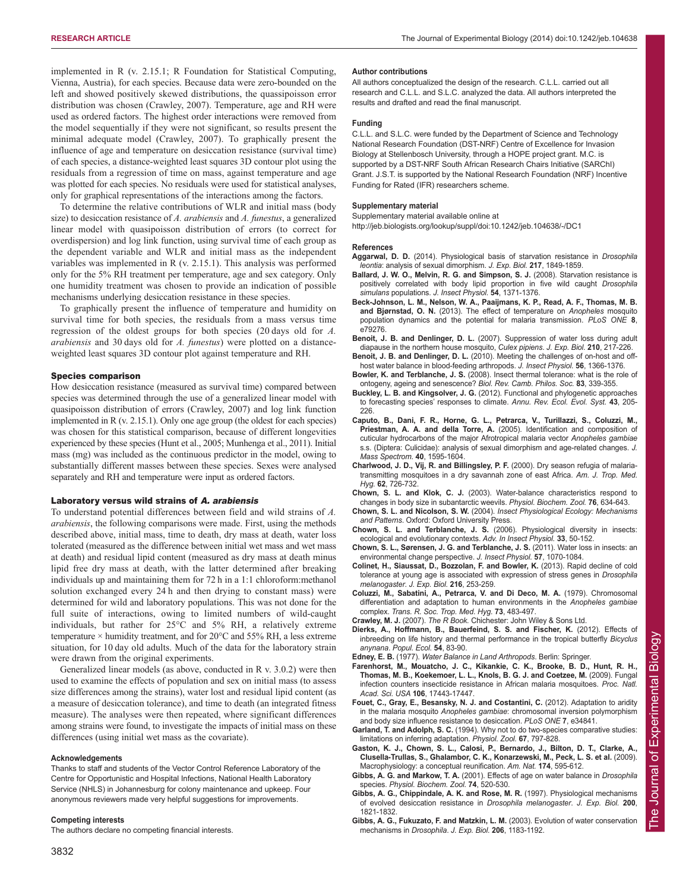implemented in R (v. 2.15.1; R Foundation for Statistical Computing, Vienna, Austria), for each species. Because data were zero-bounded on the left and showed positively skewed distributions, the quassipoisson error distribution was chosen (Crawley, 2007). Temperature, age and RH were used as ordered factors. The highest order interactions were removed from the model sequentially if they were not significant, so results present the minimal adequate model (Crawley, 2007). To graphically present the influence of age and temperature on desiccation resistance (survival time) of each species, a distance-weighted least squares 3D contour plot using the residuals from a regression of time on mass, against temperature and age was plotted for each species. No residuals were used for statistical analyses, only for graphical representations of the interactions among the factors.

To determine the relative contributions of WLR and initial mass (body size) to desiccation resistance of *A. arabiensis* and *A. funestus*, a generalized linear model with quasipoisson distribution of errors (to correct for overdispersion) and log link function, using survival time of each group as the dependent variable and WLR and initial mass as the independent variables was implemented in R (v. 2.15.1). This analysis was performed only for the 5% RH treatment per temperature, age and sex category. Only one humidity treatment was chosen to provide an indication of possible mechanisms underlying desiccation resistance in these species.

To graphically present the influence of temperature and humidity on survival time for both species, the residuals from a mass versus time regression of the oldest groups for both species (20 days old for *A. arabiensis* and 30 days old for *A. funestus*) were plotted on a distance-weighted least squares 3D contour plot against temperature and RH.

### Species comparison

How desiccation resistance (measured as survival time) compared between species was determined through the use of a generalized linear model with quasipoisson distribution of errors (Crawley, 2007) and log link function implemented in R (v. 2.15.1). Only one age group (the oldest for each species) was chosen for this statistical comparison, because of different longevities experienced by these species (Hunt et al., 2005; Munhenga et al., 2011). Initial mass (mg) was included as the continuous predictor in the model, owing to substantially different masses between these species. Sexes were analysed separately and RH and temperature were input as ordered factors.

### Laboratory versus wild strains of *A. arabiensis*

To understand potential differences between field and wild strains of *A. arabiensis*, the following comparisons were made. First, using the methods described above, initial mass, time to death, dry mass at death, water loss tolerated (measured as the difference between initial wet mass and wet mass at death) and residual lipid content (measured as dry mass at death minus lipid free dry mass at death, with the latter determined after breaking individuals up and maintaining them for 72 h in a 1:1 chloroform:methanol solution exchanged every 24 h and then drying to constant mass) were determined for wild and laboratory populations. This was not done for the full suite of interactions, owing to limited numbers of wild-caught individuals, but rather for 25°C and 5% RH, a relatively extreme temperature × humidity treatment, and for 20°C and 55% RH, a less extreme situation, for 10 day old adults. Much of the data for the laboratory strain were drawn from the original experiments.

Generalized linear models (as above, conducted in R v. 3.0.2) were then used to examine the effects of population and sex on initial mass (to assess size differences among the strains), water lost and residual lipid content (as a measure of desiccation tolerance), and time to death (an integrated fitness measure). The analyses were then repeated, where significant differences among strains were found, to investigate the impacts of initial mass on these differences (using initial wet mass as the covariate).

#### Acknowledgements

Thanks to staff and students of the Vector Control Reference Laboratory of the Centre for Opportunistic and Hospital Infections, National Health Laboratory Service (NHLS) in Johannesburg for colony maintenance and upkeep. Four anonymous reviewers made very helpful suggestions for improvements.

#### Competing interests

The authors declare no competing financial interests.

#### Author contributions

All authors conceptualized the design of the research. C.L.L. carried out all research and C.L.L. and S.L.C. analyzed the data. All authors interpreted the results and drafted and read the final manuscript.

#### Funding

C.L.L. and S.L.C. were funded by the Department of Science and Technology National Research Foundation (DST-NRF) Centre of Excellence for Invasion Biology at Stellenbosch University, through a HOPE project grant. M.C. is supported by a DST-NRF South African Research Chairs Initiative (SARChI) Grant. J.S.T. is supported by the National Research Foundation (NRF) Incentive Funding for Rated (IFR) researchers scheme.

#### Supplementary material

Supplementary material available online at http://jeb.biologists.org/lookup/suppl/doi:10.1242/jeb.104638/-/DC1

#### References

**Aggarwal, D. D.** (2014). Physiological basis of starvation resistance in *Drosophila leontia*: analysis of sexual dimorphism. *J. Exp. Biol.* **217**, 1849-1859.

**Ballard, J. W. O., Melvin, R. G. and Simpson, S. J.** (2008). Starvation resistance is positively correlated with body lipid proportion in five wild caught *Drosophila simulans* populations. *J. Insect Physiol.* **54**, 1371-1376.

**Beck-Johnson, L. M., Nelson, W. A., Paaijmans, K. P., Read, A. F., Thomas, M. B. and Bjørnstad, O. N.** (2013). The effect of temperature on *Anopheles* mosquito population dynamics and the potential for malaria transmission. *PLoS ONE* **8**, e79276.

**Benoit, J. B. and Denlinger, D. L.** (2007). Suppression of water loss during adult diapause in the northern house mosquito, *Culex pipiens*. *J. Exp. Biol.* **210**, 217-226.

**Benoit, J. B. and Denlinger, D. L.** (2010). Meeting the challenges of on-host and off-host water balance in blood-feeding arthropods. *J. Insect Physiol.* **56**, 1366-1376.

**Bowler, K. and Terblanche, J. S.** (2008). Insect thermal tolerance: what is the role of ontogeny, ageing and senescence? *Biol. Rev. Camb. Philos. Soc.* **83**, 339-355.

**Buckley, L. B. and Kingsolver, J. G.** (2012). Functional and phylogenetic approaches to forecasting species' responses to climate. *Annu. Rev. Ecol. Evol. Syst.* **43**, 205-226.

**Caputo, B., Dani, F. R., Horne, G. L., Petrarca, V., Turillazzi, S., Coluzzi, M., Priestman, A. A. and della Torre, A.** (2005). Identification and composition of cuticular hydrocarbons of the major Afrotropical malaria vector *Anopheles gambiae* s.s. (Diptera: Culicidae): analysis of sexual dimorphism and age-related changes. *J. Mass Spectrom.* **40**, 1595-1604.

**Charlwood, J. D., Vij, R. and Billingsley, P. F.** (2000). Dry season refugia of malaria-transmitting mosquitoes in a dry savannah zone of east Africa. *Am. J. Trop. Med. Hyg.* **62**, 726-732.

**Chown, S. L. and Klok, C. J.** (2003). Water-balance characteristics respond to changes in body size in subantarctic weevils. *Physiol. Biochem. Zool.* **76**, 634-643.

**Chown, S. L. and Nicolson, S. W.** (2004). *Insect Physiological Ecology: Mechanisms and Patterns*. Oxford: Oxford University Press.

**Chown, S. L. and Terblanche, J. S.** (2006). Physiological diversity in insects: ecological and evolutionary contexts. *Adv. In Insect Physiol.* **33**, 50-152.

**Chown, S. L., Sørensen, J. G. and Terblanche, J. S.** (2011). Water loss in insects: an environmental change perspective. *J. Insect Physiol.* **57**, 1070-1084.

**Colinet, H., Siaussat, D., Bozzolan, F. and Bowler, K.** (2013). Rapid decline of cold tolerance at young age is associated with expression of stress genes in *Drosophila melanogaster*. *J. Exp. Biol.* **216**, 253-259.

**Coluzzi, M., Sabatini, A., Petrarca, V. and Di Deco, M. A.** (1979). Chromosomal differentiation and adaptation to human environments in the *Anopheles gambiae* complex. *Trans. R. Soc. Trop. Med. Hyg.* **73**, 483-497.

**Crawley, M. J.** (2007). *The R Book*. Chichester: John Wiley & Sons Ltd.

**Dierks, A., Hoffmann, B., Bauerfeind, S. S. and Fischer, K.** (2012). Effects of inbreeding on life history and thermal performance in the tropical butterfly *Bicyclus anynana*. *Popul. Ecol.* **54**, 83-90.

**Edney, E. B.** (1977). *Water Balance in Land Arthropods*. Berlin: Springer.

**Farenhorst, M., Mouatcho, J. C., Kikankie, C. K., Brooke, B. D., Hunt, R. H., Thomas, M. B., Koekemoer, L. L., Knols, B. G. J. and Coetzee, M.** (2009). Fungal infection counters insecticide resistance in African malaria mosquitoes. *Proc. Natl. Acad. Sci. USA* **106**, 17443-17447.

**Fouet, C., Gray, E., Besansky, N. J. and Costantini, C.** (2012). Adaptation to aridity in the malaria mosquito *Anopheles gambiae*: chromosomal inversion polymorphism and body size influence resistance to desiccation. *PLoS ONE* **7**, e34841.

**Garland, T. and Adolph, S. C.** (1994). Why not to do two-species comparative studies: limitations on inferring adaptation. *Physiol. Zool.* **67**, 797-828.

**Gaston, K. J., Chown, S. L., Calosi, P., Bernardo, J., Bilton, D. T., Clarke, A., Clusella-Trullas, S., Ghalambor, C. K., Konarzewski, M., Peck, L. S. et al.** (2009). Macrophysiology: a conceptual reunification. *Am. Nat.* **174**, 595-612.

**Gibbs, A. G. and Markow, T. A.** (2001). Effects of age on water balance in *Drosophila* species. *Physiol. Biochem. Zool.* **74**, 520-530.

**Gibbs, A. G., Chippindale, A. K. and Rose, M. R.** (1997). Physiological mechanisms of evolved desiccation resistance in *Drosophila melanogaster*. *J. Exp. Biol.* **200**, 1821-1832.

**Gibbs, A. G., Fukuzato, F. and Matzkin, L. M.** (2003). Evolution of water conservation mechanisms in *Drosophila*. *J. Exp. Biol.* **206**, 1183-1192.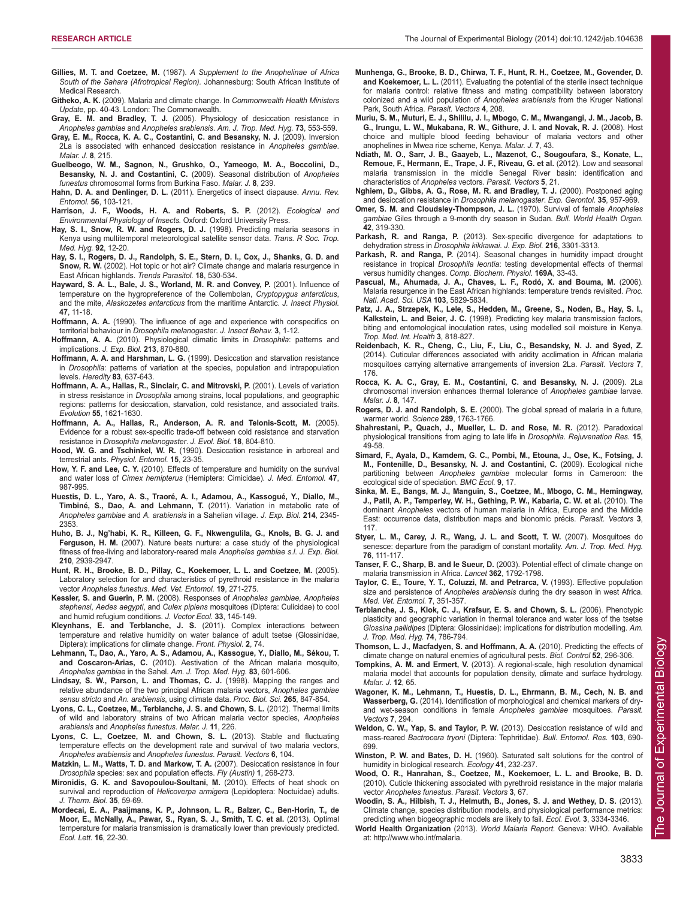**Gillies, M. T. and Coetzee, M.** (1987). *A Supplement to the Anophelinae of Africa South of the Sahara (Afrotropical Region).* Johannesburg: South African Institute of Medical Research.

**Githeko, A. K.** (2009). Malaria and climate change. In *Commonwealth Health Ministers Update*, pp. 40-43. London: The Commonwealth.

**Gray, E. M. and Bradley, T. J.** (2005). Physiology of desiccation resistance in *Anopheles gambiae* and *Anopheles arabiensis*. *Am. J. Trop. Med. Hyg.* **73**, 553-559.

**Gray, E. M., Rocca, K. A. C., Costantini, C. and Besansky, N. J.** (2009). Inversion 2La is associated with enhanced desiccation resistance in *Anopheles gambiae*. *Malar. J.* **8**, 215.

**Guelbeogo, W. M., Sagnon, N., Grushko, O., Yameogo, M. A., Boccolini, D., Besansky, N. J. and Costantini, C.** (2009). Seasonal distribution of *Anopheles funestus* chromosomal forms from Burkina Faso. *Malar. J.* **8**, 239.

**Hahn, D. A. and Denlinger, D. L.** (2011). Energetics of insect diapause. *Annu. Rev. Entomol.* **56**, 103-121.

**Harrison, J. F., Woods, H. A. and Roberts, S. P.** (2012). *Ecological and Environmental Physiology of Insects.* Oxford: Oxford University Press.

**Hay, S. I., Snow, R. W. and Rogers, D. J.** (1998). Predicting malaria seasons in Kenya using multitemporal meteorological satellite sensor data. *Trans. R Soc. Trop. Med. Hyg.* **92**, 12-20.

**Hay, S. I., Rogers, D. J., Randolph, S. E., Stern, D. I., Cox, J., Shanks, G. D. and Snow, R. W.** (2002). Hot topic or hot air? Climate change and malaria resurgence in East African highlands. *Trends Parasitol.* **18**, 530-534.

**Hayward, S. A. L., Bale, J. S., Worland, M. R. and Convey, P.** (2001). Influence of temperature on the hygropreference of the Collembolan, *Cryptopygus antarcticus*, and the mite, *Alaskozetes antarcticus* from the maritime Antarctic. *J. Insect Physiol.* **47**, 11-18.

**Hoffmann, A. A.** (1990). The influence of age and experience with conspecifics on territorial behaviour in *Drosophila melanogaster*. *J. Insect Behav.* **3**, 1-12.

**Hoffmann, A. A.** (2010). Physiological climatic limits in *Drosophila*: patterns and implications. *J. Exp. Biol.* **213**, 870-880.

**Hoffmann, A. A. and Harshman, L. G.** (1999). Desiccation and starvation resistance in *Drosophila*: patterns of variation at the species, population and intrapopulation levels. *Heredity* **83**, 637-643.

**Hoffmann, A. A., Hallas, R., Sinclair, C. and Mitrovski, P.** (2001). Levels of variation in stress resistance in *Drosophila* among strains, local populations, and geographic regions: patterns for desiccation, starvation, cold resistance, and associated traits. *Evolution* **55**, 1621-1630.

**Hoffmann, A. A., Hallas, R., Anderson, A. R. and Telonis-Scott, M.** (2005). Evidence for a robust sex-specific trade-off between cold resistance and starvation resistance in *Drosophila melanogaster*. *J. Evol. Biol.* **18**, 804-810.

**Hood, W. G. and Tschinkel, W. R.** (1990). Desiccation resistance in arboreal and terrestrial ants. *Physiol. Entomol.* **15**, 23-35.

**How, Y. F. and Lee, C. Y.** (2010). Effects of temperature and humidity on the survival and water loss of *Cimex hemipterus* (Hemiptera: Cimicidae). *J. Med. Entomol.* **47**, 987-995.

**Huestis, D. L., Yaro, A. S., Traoré, A. I., Adamou, A., Kassogué, Y., Diallo, M., Timbiné, S., Dao, A. and Lehmann, T.** (2011). Variation in metabolic rate of *Anopheles gambiae* and *A. arabiensis* in a Sahelian village. *J. Exp. Biol.* **214**, 2345-2353.

**Huho, B. J., Ng'habi, K. R., Killeen, G. F., Nkwengulila, G., Knols, B. G. J. and Ferguson, H. M.** (2007). Nature beats nurture: a case study of the physiological fitness of free-living and laboratory-reared male *Anopheles gambiae s.l. J. Exp. Biol.* **210**, 2939-2947.

**Hunt, R. H., Brooke, B. D., Pillay, C., Koekemoer, L. L. and Coetzee, M.** (2005). Laboratory selection for and characteristics of pyrethroid resistance in the malaria vector *Anopheles funestus*. *Med. Vet. Entomol.* **19**, 271-275.

**Kessler, S. and Guerin, P. M.** (2008). Responses of *Anopheles gambiae*, *Anopheles stephensi*, *Aedes aegypti*, and *Culex pipiens* mosquitoes (Diptera: Culicidae) to cool and humid refugium conditions. *J. Vector Ecol.* **33**, 145-149.

**Kleynhans, E. and Terblanche, J. S.** (2011). Complex interactions between temperature and relative humidity on water balance of adult tsetse (Glossinidae, Diptera): implications for climate change. *Front. Physiol.* **2**, 74.

**Lehmann, T., Dao, A., Yaro, A. S., Adamou, A., Kassogue, Y., Diallo, M., Sékou, T. and Coscaron-Arias, C.** (2010). Aestivation of the African malaria mosquito, *Anopheles gambiae* in the Sahel. *Am. J. Trop. Med. Hyg.* **83**, 601-606.

**Lindsay, S. W., Parson, L. and Thomas, C. J.** (1998). Mapping the ranges and relative abundance of the two principal African malaria vectors, *Anopheles gambiae sensu stricto* and *An. arabiensis*, using climate data. *Proc. Biol. Sci.* **265**, 847-854.

**Lyons, C. L., Coetzee, M., Terblanche, J. S. and Chown, S. L.** (2012). Thermal limits of wild and laboratory strains of two African malaria vector species, *Anopheles arabiensis* and *Anopheles funestus*. *Malar. J.* **11**, 226.

**Lyons, C. L., Coetzee, M. and Chown, S. L.** (2013). Stable and fluctuating temperature effects on the development rate and survival of two malaria vectors, *Anopheles arabiensis* and *Anopheles funestus*. *Parasit. Vectors* **6**, 104.

**Matzkin, L. M., Watts, T. D. and Markow, T. A.** (2007). Desiccation resistance in four *Drosophila* species: sex and population effects. *Fly (Austin)* **1**, 268-273.

**Mironidis, G. K. and Savopoulou-Soultani, M.** (2010). Effects of heat shock on survival and reproduction of *Helicoverpa armigera* (Lepidoptera: Noctuidae) adults. *J. Therm. Biol.* **35**, 59-69.

**Mordecai, E. A., Paaijmans, K. P., Johnson, L. R., Balzer, C., Ben-Horin, T., de Moor, E., McNally, A., Pawar, S., Ryan, S. J., Smith, T. C. et al.** (2013). Optimal temperature for malaria transmission is dramatically lower than previously predicted. *Ecol. Lett.* **16**, 22-30.

**Munhenga, G., Brooke, B. D., Chirwa, T. F., Hunt, R. H., Coetzee, M., Govender, D. and Koekemoer, L. L.** (2011). Evaluating the potential of the sterile insect technique for malaria control: relative fitness and mating compatibility between laboratory colonized and a wild population of *Anopheles arabiensis* from the Kruger National Park, South Africa. *Parasit. Vectors* **4**, 208.

**Muriu, S. M., Muturi, E. J., Shililu, J. I., Mbogo, C. M., Mwangangi, J. M., Jacob, B. G., Irungu, L. W., Mukabana, R. W., Githure, J. I. and Novak, R. J.** (2008). Host choice and multiple blood feeding behaviour of malaria vectors and other anophelines in Mwea rice scheme, Kenya. *Malar. J.* **7**, 43.

**Ndiath, M. O., Sarr, J. B., Gaayeb, L., Mazenot, C., Sougoufara, S., Konate, L., Remoue, F., Hermann, E., Trape, J. F., Riveau, G. et al.** (2012). Low and seasonal malaria transmission in the middle Senegal River basin: identification and characteristics of *Anopheles* vectors. *Parasit. Vectors* **5**, 21.

**Nghiem, D., Gibbs, A. G., Rose, M. R. and Bradley, T. J.** (2000). Postponed aging and desiccation resistance in *Drosophila melanogaster*. *Exp. Gerontol.* **35**, 957-969.

**Omer, S. M. and Cloudsley-Thompson, J. L.** (1970). Survival of female *Anopheles gambiae* Giles through a 9-month dry season in Sudan. *Bull. World Health Organ.* **42**, 319-330.

**Parkash, R. and Ranga, P.** (2013). Sex-specific divergence for adaptations to dehydration stress in *Drosophila kikkawai*. *J. Exp. Biol.* **216**, 3301-3313.

**Parkash, R. and Ranga, P.** (2014). Seasonal changes in humidity impact drought resistance in tropical *Drosophila leontia*: testing developmental effects of thermal versus humidity changes. *Comp. Biochem. Physiol.* **169A**, 33-43.

**Pascual, M., Ahumada, J. A., Chaves, L. F., Rodó, X. and Bouma, M.** (2006). Malaria resurgence in the East African highlands: temperature trends revisited. *Proc. Natl. Acad. Sci. USA* **103**, 5829-5834.

**Patz, J. A., Strzepek, K., Lele, S., Hedden, M., Greene, S., Noden, B., Hay, S. I., Kalkstein, L. and Beier, J. C.** (1998). Predicting key malaria transmission factors, biting and entomological inoculation rates, using modelled soil moisture in Kenya. *Trop. Med. Int. Health* **3**, 818-827.

**Reidenbach, K. R., Cheng, C., Liu, F., Liu, C., Besandsky, N. J. and Syed, Z.** (2014). Cuticular differences associated with aridity acclimation in African malaria mosquitoes carrying alternative arrangements of inversion 2La. *Parasit. Vectors* **7**, 176.

**Rocca, K. A. C., Gray, E. M., Costantini, C. and Besansky, N. J.** (2009). 2La chromosomal inversion enhances thermal tolerance of *Anopheles gambiae* larvae. *Malar. J.* **8**, 147.

**Rogers, D. J. and Randolph, S. E.** (2000). The global spread of malaria in a future, warmer world. *Science* **289**, 1763-1766.

**Shahrestani, P., Quach, J., Mueller, L. D. and Rose, M. R.** (2012). Paradoxical physiological transitions from aging to late life in *Drosophila*. *Rejuvenation Res.* **15**, 49-58.

**Simard, F., Ayala, D., Kamdem, G. C., Pombi, M., Etouna, J., Ose, K., Fotsing, J. M., Fontenille, D., Besansky, N. J. and Costantini, C.** (2009). Ecological niche partitioning between *Anopheles gambiae* molecular forms in Cameroon: the ecological side of speciation. *BMC Ecol.* **9**, 17.

**Sinka, M. E., Bangs, M. J., Manguin, S., Coetzee, M., Mbogo, C. M., Hemingway, J., Patil, A. P., Temperley, W. H., Gething, P. W., Kabaria, C. W. et al.** (2010). The dominant *Anopheles* vectors of human malaria in Africa, Europe and the Middle East: occurrence data, distribution maps and bionomic précis. *Parasit. Vectors* **3**, 117.

**Styer, L. M., Carey, J. R., Wang, J. L. and Scott, T. W.** (2007). Mosquitoes do senesce: departure from the paradigm of constant mortality. *Am. J. Trop. Med. Hyg.* **76**, 111-117.

**Tanser, F. C., Sharp, B. and le Sueur, D.** (2003). Potential effect of climate change on malaria transmission in Africa. *Lancet* **362**, 1792-1798.

**Taylor, C. E., Toure, Y. T., Coluzzi, M. and Petrarca, V.** (1993). Effective population size and persistence of *Anopheles arabiensis* during the dry season in west Africa. *Med. Vet. Entomol.* **7**, 351-357.

**Terblanche, J. S., Klok, C. J., Krafsur, E. S. and Chown, S. L.** (2006). Phenotypic plasticity and geographic variation in thermal tolerance and water loss of the tsetse *Glossina pallidipes* (Diptera: Glossinidae): implications for distribution modelling. *Am. J. Trop. Med. Hyg.* **74**, 786-794.

**Thomson, L. J., Macfadyen, S. and Hoffmann, A. A.** (2010). Predicting the effects of climate change on natural enemies of agricultural pests. *Biol. Control* **52**, 296-306.

**Tompkins, A. M. and Ermert, V.** (2013). A regional-scale, high resolution dynamical malaria model that accounts for population density, climate and surface hydrology. *Malar. J.* **12**, 65.

**Wagoner, K. M., Lehmann, T., Huestis, D. L., Ehrmann, B. M., Cech, N. B. and Wasserberg, G.** (2014). Identification of morphological and chemical markers of dry- and wet-season conditions in female *Anopheles gambiae* mosquitoes. *Parasit. Vectors* **7**, 294.

**Weldon, C. W., Yap, S. and Taylor, P. W.** (2013). Desiccation resistance of wild and mass-reared *Bactrocera tryoni* (Diptera: Tephritidae). *Bull. Entomol. Res.* **103**, 690-699.

**Winston, P. W. and Bates, D. H.** (1960). Saturated salt solutions for the control of humidity in biological research. *Ecology* **41**, 232-237.

**Wood, O. R., Hanrahan, S., Coetzee, M., Koekemoer, L. L. and Brooke, B. D.** (2010). Cuticle thickening associated with pyrethroid resistance in the major malaria vector *Anopheles funestus*. *Parasit. Vectors* **3**, 67.

**Woodin, S. A., Hilbish, T. J., Helmuth, B., Jones, S. J. and Wethey, D. S.** (2013). Climate change, species distribution models, and physiological performance metrics: predicting when biogeographic models are likely to fail. *Ecol. Evol.* **3**, 3334-3346.

**World Health Organization** (2013). *World Malaria Report.* Geneva: WHO. Available at: http://www.who.int/malaria.